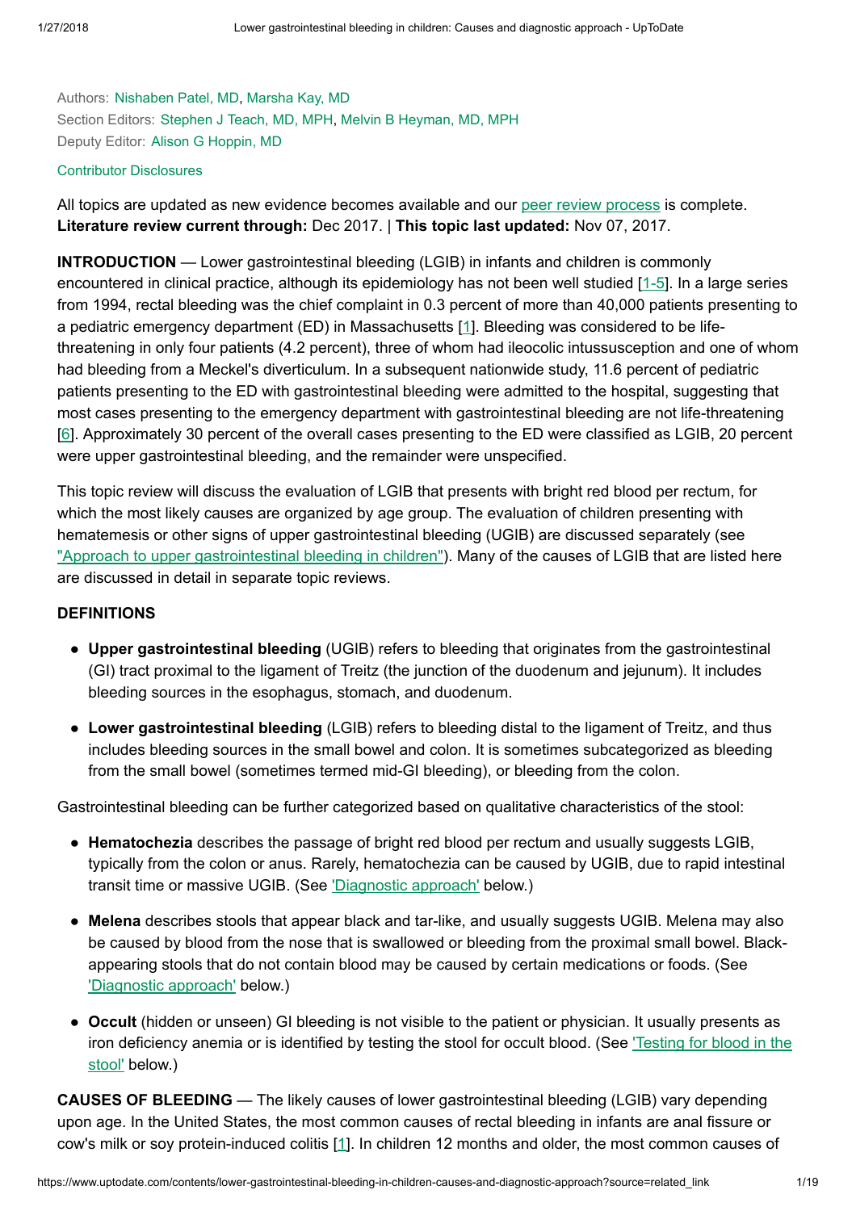Authors: Nishaben Patel, MD, Marsha Kay, MD
Section Editors: Stephen J Teach, MD, MPH, Melvin B Heyman, MD, MPH
Deputy Editor: Alison G Hoppin, MD

Contributor Disclosures

All topics are updated as new evidence becomes available and our peer review process is complete.
**Literature review current through:** Dec 2017. | **This topic last updated:** Nov 07, 2017.

**INTRODUCTION** — Lower gastrointestinal bleeding (LGIB) in infants and children is commonly encountered in clinical practice, although its epidemiology has not been well studied [1-5]. In a large series from 1994, rectal bleeding was the chief complaint in 0.3 percent of more than 40,000 patients presenting to a pediatric emergency department (ED) in Massachusetts [1]. Bleeding was considered to be life-threatening in only four patients (4.2 percent), three of whom had ileocolic intussusception and one of whom had bleeding from a Meckel's diverticulum. In a subsequent nationwide study, 11.6 percent of pediatric patients presenting to the ED with gastrointestinal bleeding were admitted to the hospital, suggesting that most cases presenting to the emergency department with gastrointestinal bleeding are not life-threatening [6]. Approximately 30 percent of the overall cases presenting to the ED were classified as LGIB, 20 percent were upper gastrointestinal bleeding, and the remainder were unspecified.

This topic review will discuss the evaluation of LGIB that presents with bright red blood per rectum, for which the most likely causes are organized by age group. The evaluation of children presenting with hematemesis or other signs of upper gastrointestinal bleeding (UGIB) are discussed separately (see "Approach to upper gastrointestinal bleeding in children"). Many of the causes of LGIB that are listed here are discussed in detail in separate topic reviews.

**DEFINITIONS**

- **Upper gastrointestinal bleeding** (UGIB) refers to bleeding that originates from the gastrointestinal (GI) tract proximal to the ligament of Treitz (the junction of the duodenum and jejunum). It includes bleeding sources in the esophagus, stomach, and duodenum.
- **Lower gastrointestinal bleeding** (LGIB) refers to bleeding distal to the ligament of Treitz, and thus includes bleeding sources in the small bowel and colon. It is sometimes subcategorized as bleeding from the small bowel (sometimes termed mid-GI bleeding), or bleeding from the colon.

Gastrointestinal bleeding can be further categorized based on qualitative characteristics of the stool:

- **Hematochezia** describes the passage of bright red blood per rectum and usually suggests LGIB, typically from the colon or anus. Rarely, hematochezia can be caused by UGIB, due to rapid intestinal transit time or massive UGIB. (See 'Diagnostic approach' below.)
- **Melena** describes stools that appear black and tar-like, and usually suggests UGIB. Melena may also be caused by blood from the nose that is swallowed or bleeding from the proximal small bowel. Black-appearing stools that do not contain blood may be caused by certain medications or foods. (See 'Diagnostic approach' below.)
- **Occult** (hidden or unseen) GI bleeding is not visible to the patient or physician. It usually presents as iron deficiency anemia or is identified by testing the stool for occult blood. (See 'Testing for blood in the stool' below.)

**CAUSES OF BLEEDING** — The likely causes of lower gastrointestinal bleeding (LGIB) vary depending upon age. In the United States, the most common causes of rectal bleeding in infants are anal fissure or cow's milk or soy protein-induced colitis [1]. In children 12 months and older, the most common causes of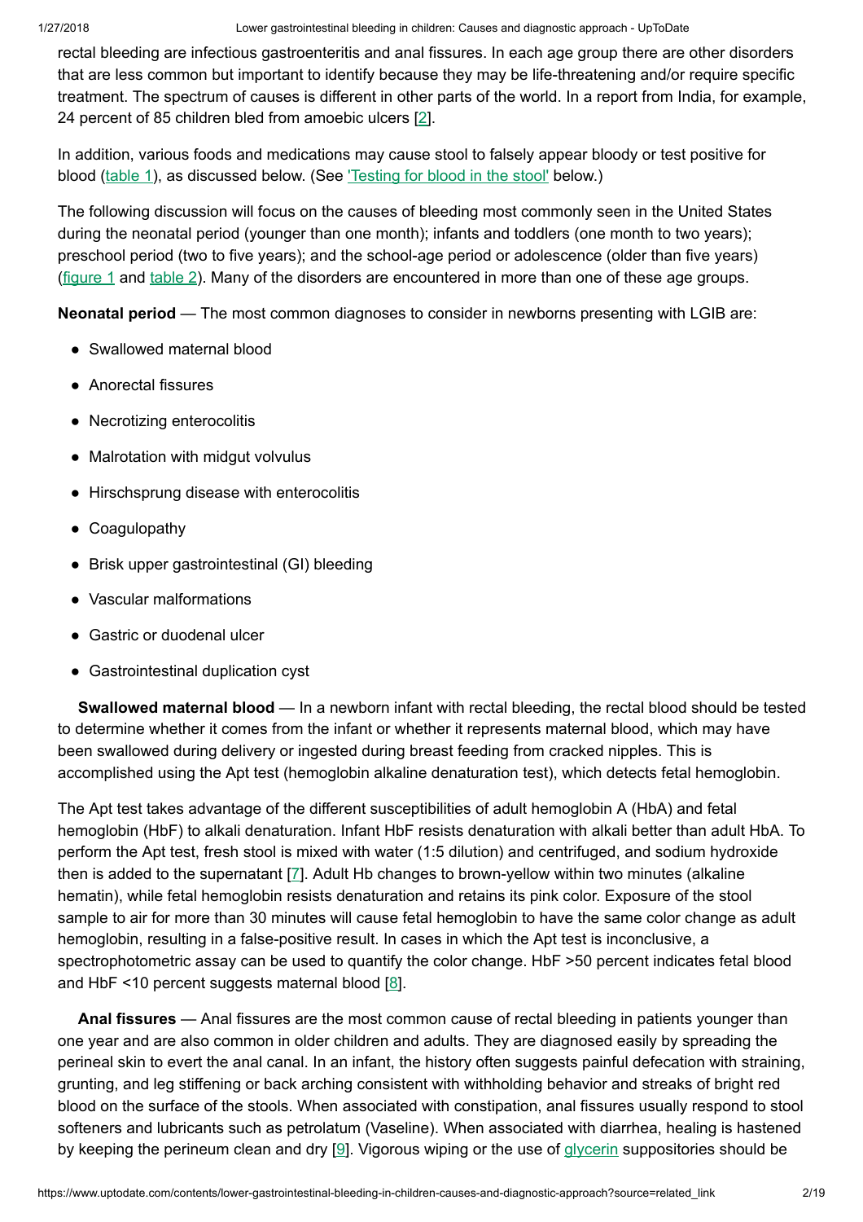rectal bleeding are infectious gastroenteritis and anal fissures. In each age group there are other disorders that are less common but important to identify because they may be life-threatening and/or require specific treatment. The spectrum of causes is different in other parts of the world. In a report from India, for example, 24 percent of 85 children bled from amoebic ulcers [2].

In addition, various foods and medications may cause stool to falsely appear bloody or test positive for blood (table 1), as discussed below. (See 'Testing for blood in the stool' below.)

The following discussion will focus on the causes of bleeding most commonly seen in the United States during the neonatal period (younger than one month); infants and toddlers (one month to two years); preschool period (two to five years); and the school-age period or adolescence (older than five years) (figure 1 and table 2). Many of the disorders are encountered in more than one of these age groups.

**Neonatal period** — The most common diagnoses to consider in newborns presenting with LGIB are:

- Swallowed maternal blood
- Anorectal fissures
- Necrotizing enterocolitis
- Malrotation with midgut volvulus
- Hirschsprung disease with enterocolitis
- Coagulopathy
- Brisk upper gastrointestinal (GI) bleeding
- Vascular malformations
- Gastric or duodenal ulcer
- Gastrointestinal duplication cyst

**Swallowed maternal blood** — In a newborn infant with rectal bleeding, the rectal blood should be tested to determine whether it comes from the infant or whether it represents maternal blood, which may have been swallowed during delivery or ingested during breast feeding from cracked nipples. This is accomplished using the Apt test (hemoglobin alkaline denaturation test), which detects fetal hemoglobin.

The Apt test takes advantage of the different susceptibilities of adult hemoglobin A (HbA) and fetal hemoglobin (HbF) to alkali denaturation. Infant HbF resists denaturation with alkali better than adult HbA. To perform the Apt test, fresh stool is mixed with water (1:5 dilution) and centrifuged, and sodium hydroxide then is added to the supernatant [7]. Adult Hb changes to brown-yellow within two minutes (alkaline hematin), while fetal hemoglobin resists denaturation and retains its pink color. Exposure of the stool sample to air for more than 30 minutes will cause fetal hemoglobin to have the same color change as adult hemoglobin, resulting in a false-positive result. In cases in which the Apt test is inconclusive, a spectrophotometric assay can be used to quantify the color change. HbF >50 percent indicates fetal blood and HbF <10 percent suggests maternal blood [8].

**Anal fissures** — Anal fissures are the most common cause of rectal bleeding in patients younger than one year and are also common in older children and adults. They are diagnosed easily by spreading the perineal skin to evert the anal canal. In an infant, the history often suggests painful defecation with straining, grunting, and leg stiffening or back arching consistent with withholding behavior and streaks of bright red blood on the surface of the stools. When associated with constipation, anal fissures usually respond to stool softeners and lubricants such as petrolatum (Vaseline). When associated with diarrhea, healing is hastened by keeping the perineum clean and dry [9]. Vigorous wiping or the use of glycerin suppositories should be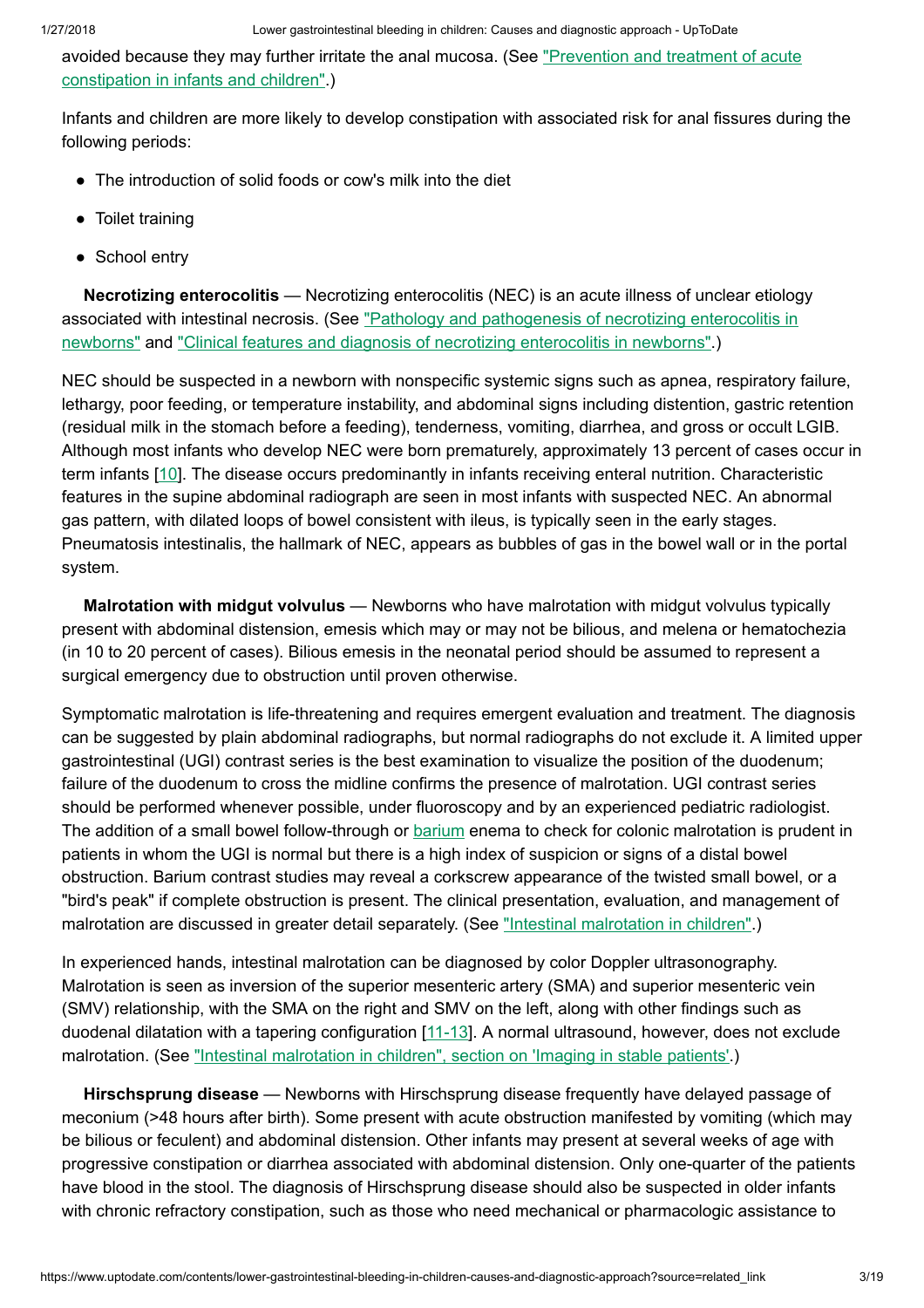avoided because they may further irritate the anal mucosa. (See "Prevention and treatment of acute constipation in infants and children".)

Infants and children are more likely to develop constipation with associated risk for anal fissures during the following periods:

- The introduction of solid foods or cow's milk into the diet
- Toilet training
- School entry

**Necrotizing enterocolitis** — Necrotizing enterocolitis (NEC) is an acute illness of unclear etiology associated with intestinal necrosis. (See "Pathology and pathogenesis of necrotizing enterocolitis in newborns" and "Clinical features and diagnosis of necrotizing enterocolitis in newborns".)

NEC should be suspected in a newborn with nonspecific systemic signs such as apnea, respiratory failure, lethargy, poor feeding, or temperature instability, and abdominal signs including distention, gastric retention (residual milk in the stomach before a feeding), tenderness, vomiting, diarrhea, and gross or occult LGIB. Although most infants who develop NEC were born prematurely, approximately 13 percent of cases occur in term infants [10]. The disease occurs predominantly in infants receiving enteral nutrition. Characteristic features in the supine abdominal radiograph are seen in most infants with suspected NEC. An abnormal gas pattern, with dilated loops of bowel consistent with ileus, is typically seen in the early stages. Pneumatosis intestinalis, the hallmark of NEC, appears as bubbles of gas in the bowel wall or in the portal system.

**Malrotation with midgut volvulus** — Newborns who have malrotation with midgut volvulus typically present with abdominal distension, emesis which may or may not be bilious, and melena or hematochezia (in 10 to 20 percent of cases). Bilious emesis in the neonatal period should be assumed to represent a surgical emergency due to obstruction until proven otherwise.

Symptomatic malrotation is life-threatening and requires emergent evaluation and treatment. The diagnosis can be suggested by plain abdominal radiographs, but normal radiographs do not exclude it. A limited upper gastrointestinal (UGI) contrast series is the best examination to visualize the position of the duodenum; failure of the duodenum to cross the midline confirms the presence of malrotation. UGI contrast series should be performed whenever possible, under fluoroscopy and by an experienced pediatric radiologist. The addition of a small bowel follow-through or barium enema to check for colonic malrotation is prudent in patients in whom the UGI is normal but there is a high index of suspicion or signs of a distal bowel obstruction. Barium contrast studies may reveal a corkscrew appearance of the twisted small bowel, or a "bird's peak" if complete obstruction is present. The clinical presentation, evaluation, and management of malrotation are discussed in greater detail separately. (See "Intestinal malrotation in children".)

In experienced hands, intestinal malrotation can be diagnosed by color Doppler ultrasonography. Malrotation is seen as inversion of the superior mesenteric artery (SMA) and superior mesenteric vein (SMV) relationship, with the SMA on the right and SMV on the left, along with other findings such as duodenal dilatation with a tapering configuration [11-13]. A normal ultrasound, however, does not exclude malrotation. (See "Intestinal malrotation in children", section on 'Imaging in stable patients'.)

**Hirschsprung disease** — Newborns with Hirschsprung disease frequently have delayed passage of meconium (>48 hours after birth). Some present with acute obstruction manifested by vomiting (which may be bilious or feculent) and abdominal distension. Other infants may present at several weeks of age with progressive constipation or diarrhea associated with abdominal distension. Only one-quarter of the patients have blood in the stool. The diagnosis of Hirschsprung disease should also be suspected in older infants with chronic refractory constipation, such as those who need mechanical or pharmacologic assistance to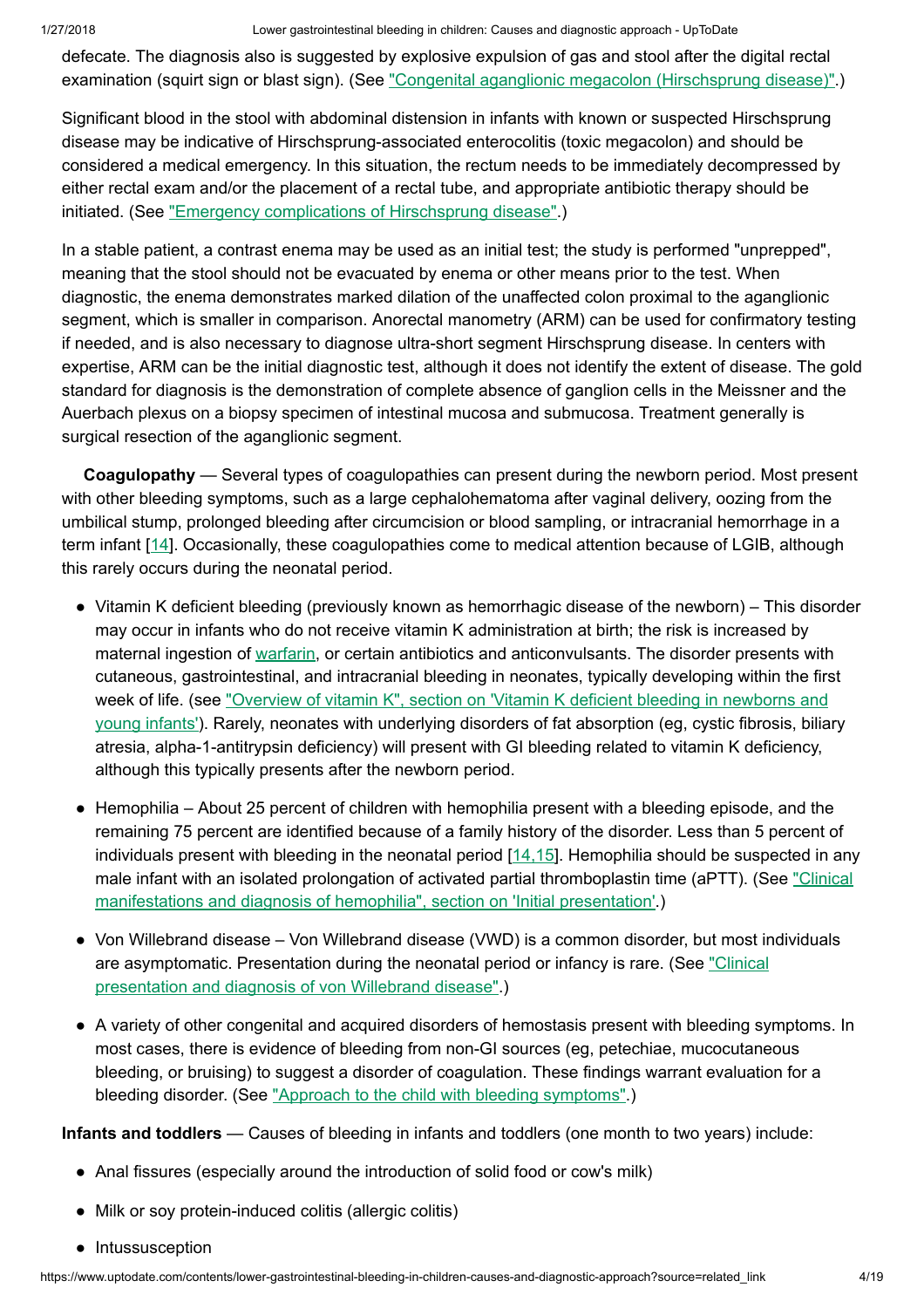defecate. The diagnosis also is suggested by explosive expulsion of gas and stool after the digital rectal examination (squirt sign or blast sign). (See "Congenital aganglionic megacolon (Hirschsprung disease)".)

Significant blood in the stool with abdominal distension in infants with known or suspected Hirschsprung disease may be indicative of Hirschsprung-associated enterocolitis (toxic megacolon) and should be considered a medical emergency. In this situation, the rectum needs to be immediately decompressed by either rectal exam and/or the placement of a rectal tube, and appropriate antibiotic therapy should be initiated. (See "Emergency complications of Hirschsprung disease".)

In a stable patient, a contrast enema may be used as an initial test; the study is performed "unprepped", meaning that the stool should not be evacuated by enema or other means prior to the test. When diagnostic, the enema demonstrates marked dilation of the unaffected colon proximal to the aganglionic segment, which is smaller in comparison. Anorectal manometry (ARM) can be used for confirmatory testing if needed, and is also necessary to diagnose ultra-short segment Hirschsprung disease. In centers with expertise, ARM can be the initial diagnostic test, although it does not identify the extent of disease. The gold standard for diagnosis is the demonstration of complete absence of ganglion cells in the Meissner and the Auerbach plexus on a biopsy specimen of intestinal mucosa and submucosa. Treatment generally is surgical resection of the aganglionic segment.

**Coagulopathy** — Several types of coagulopathies can present during the newborn period. Most present with other bleeding symptoms, such as a large cephalohematoma after vaginal delivery, oozing from the umbilical stump, prolonged bleeding after circumcision or blood sampling, or intracranial hemorrhage in a term infant [14]. Occasionally, these coagulopathies come to medical attention because of LGIB, although this rarely occurs during the neonatal period.

- Vitamin K deficient bleeding (previously known as hemorrhagic disease of the newborn) – This disorder may occur in infants who do not receive vitamin K administration at birth; the risk is increased by maternal ingestion of warfarin, or certain antibiotics and anticonvulsants. The disorder presents with cutaneous, gastrointestinal, and intracranial bleeding in neonates, typically developing within the first week of life. (see "Overview of vitamin K", section on 'Vitamin K deficient bleeding in newborns and young infants'). Rarely, neonates with underlying disorders of fat absorption (eg, cystic fibrosis, biliary atresia, alpha-1-antitrypsin deficiency) will present with GI bleeding related to vitamin K deficiency, although this typically presents after the newborn period.

- Hemophilia – About 25 percent of children with hemophilia present with a bleeding episode, and the remaining 75 percent are identified because of a family history of the disorder. Less than 5 percent of individuals present with bleeding in the neonatal period [14,15]. Hemophilia should be suspected in any male infant with an isolated prolongation of activated partial thromboplastin time (aPTT). (See "Clinical manifestations and diagnosis of hemophilia", section on 'Initial presentation'.)

- Von Willebrand disease – Von Willebrand disease (VWD) is a common disorder, but most individuals are asymptomatic. Presentation during the neonatal period or infancy is rare. (See "Clinical presentation and diagnosis of von Willebrand disease".)

- A variety of other congenital and acquired disorders of hemostasis present with bleeding symptoms. In most cases, there is evidence of bleeding from non-GI sources (eg, petechiae, mucocutaneous bleeding, or bruising) to suggest a disorder of coagulation. These findings warrant evaluation for a bleeding disorder. (See "Approach to the child with bleeding symptoms".)

**Infants and toddlers** — Causes of bleeding in infants and toddlers (one month to two years) include:

- Anal fissures (especially around the introduction of solid food or cow's milk)
- Milk or soy protein-induced colitis (allergic colitis)
- Intussusception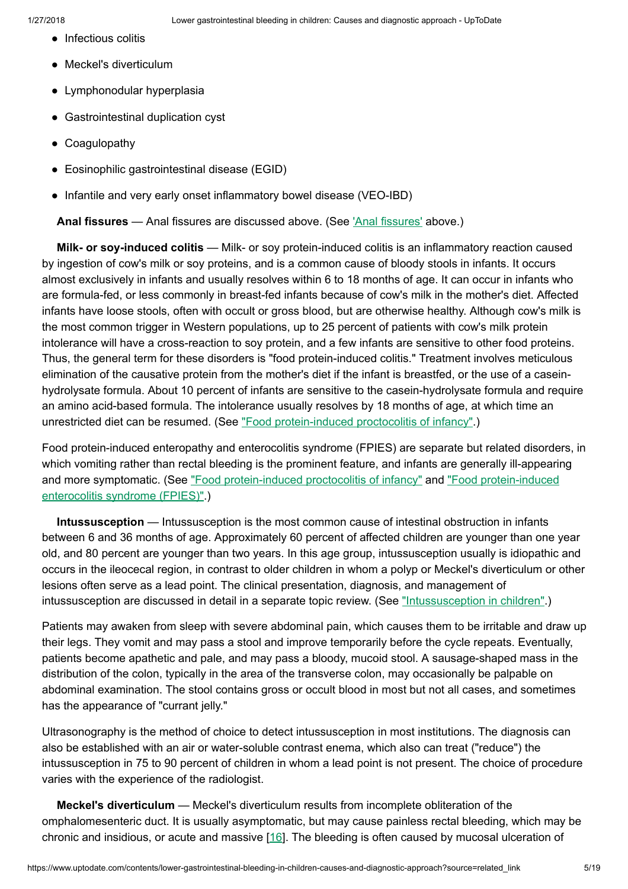- Infectious colitis
- Meckel's diverticulum
- Lymphonodular hyperplasia
- Gastrointestinal duplication cyst
- Coagulopathy
- Eosinophilic gastrointestinal disease (EGID)
- Infantile and very early onset inflammatory bowel disease (VEO-IBD)

**Anal fissures** — Anal fissures are discussed above. (See 'Anal fissures' above.)

**Milk- or soy-induced colitis** — Milk- or soy protein-induced colitis is an inflammatory reaction caused by ingestion of cow's milk or soy proteins, and is a common cause of bloody stools in infants. It occurs almost exclusively in infants and usually resolves within 6 to 18 months of age. It can occur in infants who are formula-fed, or less commonly in breast-fed infants because of cow's milk in the mother's diet. Affected infants have loose stools, often with occult or gross blood, but are otherwise healthy. Although cow's milk is the most common trigger in Western populations, up to 25 percent of patients with cow's milk protein intolerance will have a cross-reaction to soy protein, and a few infants are sensitive to other food proteins. Thus, the general term for these disorders is "food protein-induced colitis." Treatment involves meticulous elimination of the causative protein from the mother's diet if the infant is breastfed, or the use of a casein-hydrolysate formula. About 10 percent of infants are sensitive to the casein-hydrolysate formula and require an amino acid-based formula. The intolerance usually resolves by 18 months of age, at which time an unrestricted diet can be resumed. (See "Food protein-induced proctocolitis of infancy".)

Food protein-induced enteropathy and enterocolitis syndrome (FPIES) are separate but related disorders, in which vomiting rather than rectal bleeding is the prominent feature, and infants are generally ill-appearing and more symptomatic. (See "Food protein-induced proctocolitis of infancy" and "Food protein-induced enterocolitis syndrome (FPIES)".)

**Intussusception** — Intussusception is the most common cause of intestinal obstruction in infants between 6 and 36 months of age. Approximately 60 percent of affected children are younger than one year old, and 80 percent are younger than two years. In this age group, intussusception usually is idiopathic and occurs in the ileocecal region, in contrast to older children in whom a polyp or Meckel's diverticulum or other lesions often serve as a lead point. The clinical presentation, diagnosis, and management of intussusception are discussed in detail in a separate topic review. (See "Intussusception in children".)

Patients may awaken from sleep with severe abdominal pain, which causes them to be irritable and draw up their legs. They vomit and may pass a stool and improve temporarily before the cycle repeats. Eventually, patients become apathetic and pale, and may pass a bloody, mucoid stool. A sausage-shaped mass in the distribution of the colon, typically in the area of the transverse colon, may occasionally be palpable on abdominal examination. The stool contains gross or occult blood in most but not all cases, and sometimes has the appearance of "currant jelly."

Ultrasonography is the method of choice to detect intussusception in most institutions. The diagnosis can also be established with an air or water-soluble contrast enema, which also can treat ("reduce") the intussusception in 75 to 90 percent of children in whom a lead point is not present. The choice of procedure varies with the experience of the radiologist.

**Meckel's diverticulum** — Meckel's diverticulum results from incomplete obliteration of the omphalomesenteric duct. It is usually asymptomatic, but may cause painless rectal bleeding, which may be chronic and insidious, or acute and massive [16]. The bleeding is often caused by mucosal ulceration of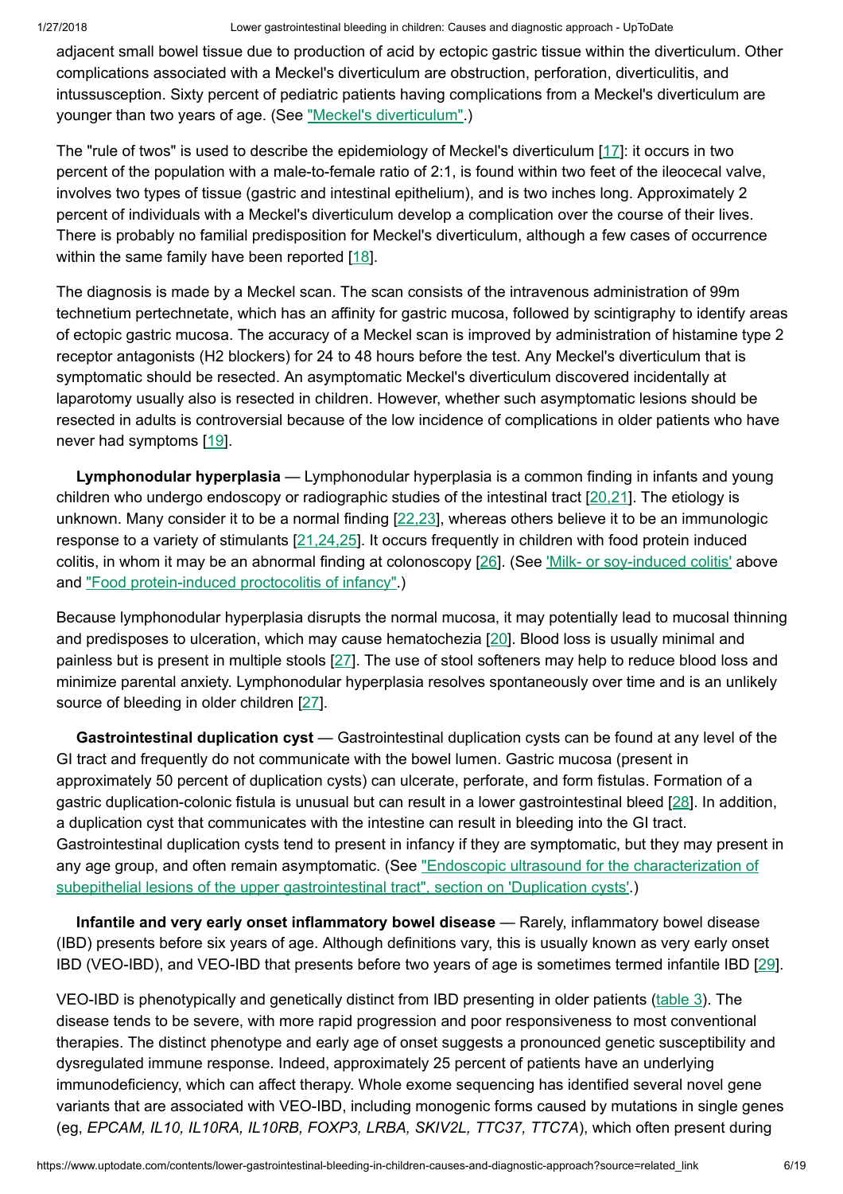adjacent small bowel tissue due to production of acid by ectopic gastric tissue within the diverticulum. Other complications associated with a Meckel's diverticulum are obstruction, perforation, diverticulitis, and intussusception. Sixty percent of pediatric patients having complications from a Meckel's diverticulum are younger than two years of age. (See "Meckel's diverticulum".)

The "rule of twos" is used to describe the epidemiology of Meckel's diverticulum [17]: it occurs in two percent of the population with a male-to-female ratio of 2:1, is found within two feet of the ileocecal valve, involves two types of tissue (gastric and intestinal epithelium), and is two inches long. Approximately 2 percent of individuals with a Meckel's diverticulum develop a complication over the course of their lives. There is probably no familial predisposition for Meckel's diverticulum, although a few cases of occurrence within the same family have been reported [18].

The diagnosis is made by a Meckel scan. The scan consists of the intravenous administration of 99m technetium pertechnetate, which has an affinity for gastric mucosa, followed by scintigraphy to identify areas of ectopic gastric mucosa. The accuracy of a Meckel scan is improved by administration of histamine type 2 receptor antagonists (H2 blockers) for 24 to 48 hours before the test. Any Meckel's diverticulum that is symptomatic should be resected. An asymptomatic Meckel's diverticulum discovered incidentally at laparotomy usually also is resected in children. However, whether such asymptomatic lesions should be resected in adults is controversial because of the low incidence of complications in older patients who have never had symptoms [19].

**Lymphonodular hyperplasia** — Lymphonodular hyperplasia is a common finding in infants and young children who undergo endoscopy or radiographic studies of the intestinal tract [20,21]. The etiology is unknown. Many consider it to be a normal finding [22,23], whereas others believe it to be an immunologic response to a variety of stimulants [21,24,25]. It occurs frequently in children with food protein induced colitis, in whom it may be an abnormal finding at colonoscopy [26]. (See 'Milk- or soy-induced colitis' above and "Food protein-induced proctocolitis of infancy".)

Because lymphonodular hyperplasia disrupts the normal mucosa, it may potentially lead to mucosal thinning and predisposes to ulceration, which may cause hematochezia [20]. Blood loss is usually minimal and painless but is present in multiple stools [27]. The use of stool softeners may help to reduce blood loss and minimize parental anxiety. Lymphonodular hyperplasia resolves spontaneously over time and is an unlikely source of bleeding in older children [27].

**Gastrointestinal duplication cyst** — Gastrointestinal duplication cysts can be found at any level of the GI tract and frequently do not communicate with the bowel lumen. Gastric mucosa (present in approximately 50 percent of duplication cysts) can ulcerate, perforate, and form fistulas. Formation of a gastric duplication-colonic fistula is unusual but can result in a lower gastrointestinal bleed [28]. In addition, a duplication cyst that communicates with the intestine can result in bleeding into the GI tract. Gastrointestinal duplication cysts tend to present in infancy if they are symptomatic, but they may present in any age group, and often remain asymptomatic. (See "Endoscopic ultrasound for the characterization of subepithelial lesions of the upper gastrointestinal tract", section on 'Duplication cysts'.)

**Infantile and very early onset inflammatory bowel disease** — Rarely, inflammatory bowel disease (IBD) presents before six years of age. Although definitions vary, this is usually known as very early onset IBD (VEO-IBD), and VEO-IBD that presents before two years of age is sometimes termed infantile IBD [29].

VEO-IBD is phenotypically and genetically distinct from IBD presenting in older patients (table 3). The disease tends to be severe, with more rapid progression and poor responsiveness to most conventional therapies. The distinct phenotype and early age of onset suggests a pronounced genetic susceptibility and dysregulated immune response. Indeed, approximately 25 percent of patients have an underlying immunodeficiency, which can affect therapy. Whole exome sequencing has identified several novel gene variants that are associated with VEO-IBD, including monogenic forms caused by mutations in single genes (eg, *EPCAM, IL10, IL10RA, IL10RB, FOXP3, LRBA, SKIV2L, TTC37, TTC7A*), which often present during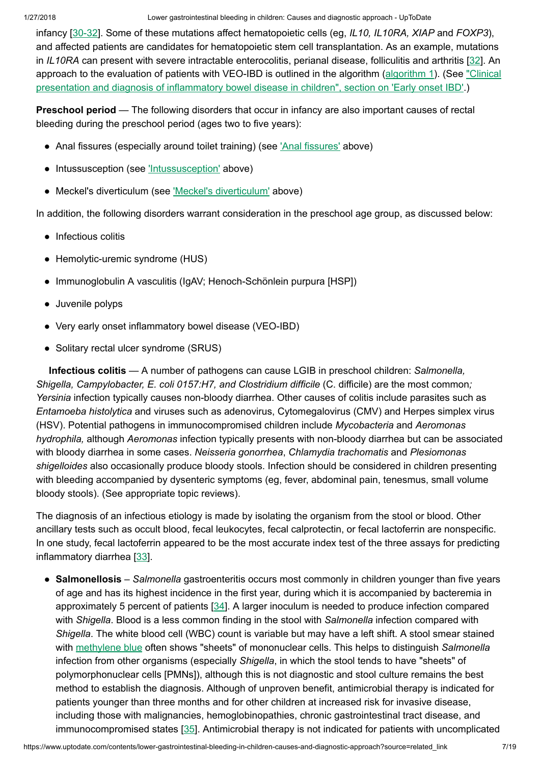infancy [30-32]. Some of these mutations affect hematopoietic cells (eg, *IL10, IL10RA, XIAP* and *FOXP3*), and affected patients are candidates for hematopoietic stem cell transplantation. As an example, mutations in *IL10RA* can present with severe intractable enterocolitis, perianal disease, folliculitis and arthritis [32]. An approach to the evaluation of patients with VEO-IBD is outlined in the algorithm (algorithm 1). (See "Clinical presentation and diagnosis of inflammatory bowel disease in children", section on 'Early onset IBD'.)

**Preschool period** — The following disorders that occur in infancy are also important causes of rectal bleeding during the preschool period (ages two to five years):

- Anal fissures (especially around toilet training) (see 'Anal fissures' above)
- Intussusception (see 'Intussusception' above)
- Meckel's diverticulum (see 'Meckel's diverticulum' above)

In addition, the following disorders warrant consideration in the preschool age group, as discussed below:

- Infectious colitis
- Hemolytic-uremic syndrome (HUS)
- Immunoglobulin A vasculitis (IgAV; Henoch-Schönlein purpura [HSP])
- Juvenile polyps
- Very early onset inflammatory bowel disease (VEO-IBD)
- Solitary rectal ulcer syndrome (SRUS)

**Infectious colitis** — A number of pathogens can cause LGIB in preschool children: *Salmonella, Shigella, Campylobacter, E. coli 0157:H7, and Clostridium difficile* (C. difficile) are the most common; *Yersinia* infection typically causes non-bloody diarrhea. Other causes of colitis include parasites such as *Entamoeba histolytica* and viruses such as adenovirus, Cytomegalovirus (CMV) and Herpes simplex virus (HSV). Potential pathogens in immunocompromised children include *Mycobacteria* and *Aeromonas hydrophila,* although *Aeromonas* infection typically presents with non-bloody diarrhea but can be associated with bloody diarrhea in some cases. *Neisseria gonorrhea*, *Chlamydia trachomatis* and *Plesiomonas shigelloides* also occasionally produce bloody stools. Infection should be considered in children presenting with bleeding accompanied by dysenteric symptoms (eg, fever, abdominal pain, tenesmus, small volume bloody stools). (See appropriate topic reviews).

The diagnosis of an infectious etiology is made by isolating the organism from the stool or blood. Other ancillary tests such as occult blood, fecal leukocytes, fecal calprotectin, or fecal lactoferrin are nonspecific. In one study, fecal lactoferrin appeared to be the most accurate index test of the three assays for predicting inflammatory diarrhea [33].

- **Salmonellosis** – *Salmonella* gastroenteritis occurs most commonly in children younger than five years of age and has its highest incidence in the first year, during which it is accompanied by bacteremia in approximately 5 percent of patients [34]. A larger inoculum is needed to produce infection compared with *Shigella*. Blood is a less common finding in the stool with *Salmonella* infection compared with *Shigella*. The white blood cell (WBC) count is variable but may have a left shift. A stool smear stained with methylene blue often shows "sheets" of mononuclear cells. This helps to distinguish *Salmonella* infection from other organisms (especially *Shigella*, in which the stool tends to have "sheets" of polymorphonuclear cells [PMNs]), although this is not diagnostic and stool culture remains the best method to establish the diagnosis. Although of unproven benefit, antimicrobial therapy is indicated for patients younger than three months and for other children at increased risk for invasive disease, including those with malignancies, hemoglobinopathies, chronic gastrointestinal tract disease, and immunocompromised states [35]. Antimicrobial therapy is not indicated for patients with uncomplicated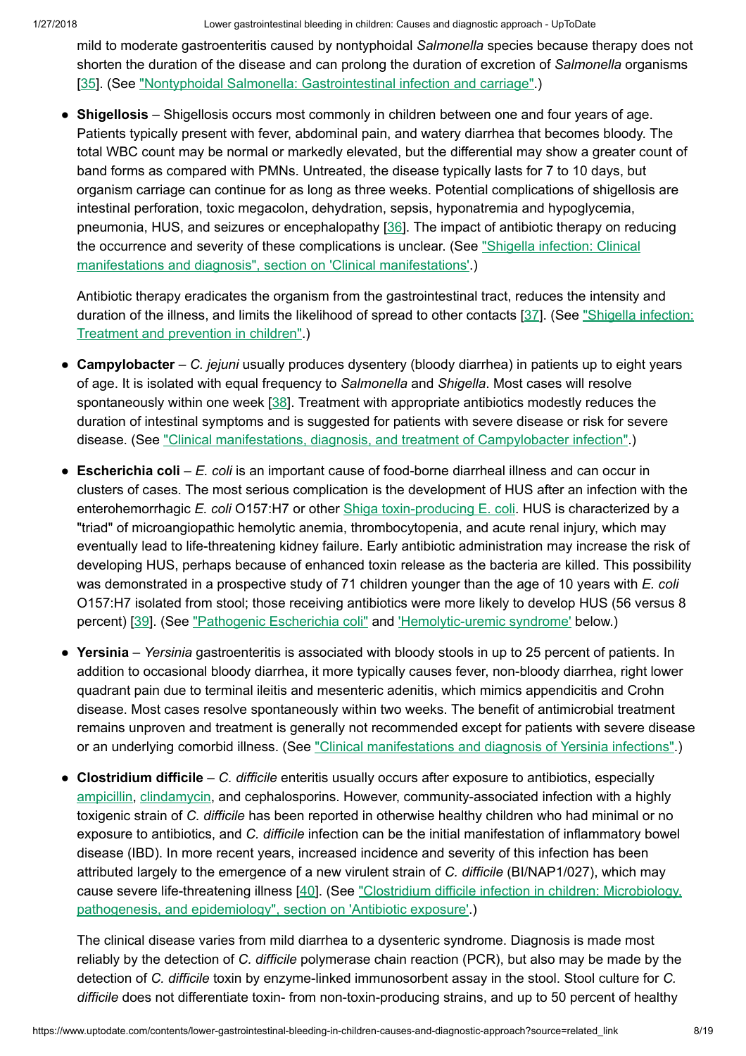mild to moderate gastroenteritis caused by nontyphoidal *Salmonella* species because therapy does not shorten the duration of the disease and can prolong the duration of excretion of *Salmonella* organisms [35]. (See "Nontyphoidal Salmonella: Gastrointestinal infection and carriage".)

- **Shigellosis** – Shigellosis occurs most commonly in children between one and four years of age. Patients typically present with fever, abdominal pain, and watery diarrhea that becomes bloody. The total WBC count may be normal or markedly elevated, but the differential may show a greater count of band forms as compared with PMNs. Untreated, the disease typically lasts for 7 to 10 days, but organism carriage can continue for as long as three weeks. Potential complications of shigellosis are intestinal perforation, toxic megacolon, dehydration, sepsis, hyponatremia and hypoglycemia, pneumonia, HUS, and seizures or encephalopathy [36]. The impact of antibiotic therapy on reducing the occurrence and severity of these complications is unclear. (See "Shigella infection: Clinical manifestations and diagnosis", section on 'Clinical manifestations'.)

  Antibiotic therapy eradicates the organism from the gastrointestinal tract, reduces the intensity and duration of the illness, and limits the likelihood of spread to other contacts [37]. (See "Shigella infection: Treatment and prevention in children".)

- **Campylobacter** – *C. jejuni* usually produces dysentery (bloody diarrhea) in patients up to eight years of age. It is isolated with equal frequency to *Salmonella* and *Shigella*. Most cases will resolve spontaneously within one week [38]. Treatment with appropriate antibiotics modestly reduces the duration of intestinal symptoms and is suggested for patients with severe disease or risk for severe disease. (See "Clinical manifestations, diagnosis, and treatment of Campylobacter infection".)

- **Escherichia coli** – *E. coli* is an important cause of food-borne diarrheal illness and can occur in clusters of cases. The most serious complication is the development of HUS after an infection with the enterohemorrhagic *E. coli* O157:H7 or other Shiga toxin-producing E. coli. HUS is characterized by a "triad" of microangiopathic hemolytic anemia, thrombocytopenia, and acute renal injury, which may eventually lead to life-threatening kidney failure. Early antibiotic administration may increase the risk of developing HUS, perhaps because of enhanced toxin release as the bacteria are killed. This possibility was demonstrated in a prospective study of 71 children younger than the age of 10 years with *E. coli* O157:H7 isolated from stool; those receiving antibiotics were more likely to develop HUS (56 versus 8 percent) [39]. (See "Pathogenic Escherichia coli" and 'Hemolytic-uremic syndrome' below.)

- **Yersinia** – *Yersinia* gastroenteritis is associated with bloody stools in up to 25 percent of patients. In addition to occasional bloody diarrhea, it more typically causes fever, non-bloody diarrhea, right lower quadrant pain due to terminal ileitis and mesenteric adenitis, which mimics appendicitis and Crohn disease. Most cases resolve spontaneously within two weeks. The benefit of antimicrobial treatment remains unproven and treatment is generally not recommended except for patients with severe disease or an underlying comorbid illness. (See "Clinical manifestations and diagnosis of Yersinia infections".)

- **Clostridium difficile** – *C. difficile* enteritis usually occurs after exposure to antibiotics, especially ampicillin, clindamycin, and cephalosporins. However, community-associated infection with a highly toxigenic strain of *C. difficile* has been reported in otherwise healthy children who had minimal or no exposure to antibiotics, and *C. difficile* infection can be the initial manifestation of inflammatory bowel disease (IBD). In more recent years, increased incidence and severity of this infection has been attributed largely to the emergence of a new virulent strain of *C. difficile* (BI/NAP1/027), which may cause severe life-threatening illness [40]. (See "Clostridium difficile infection in children: Microbiology, pathogenesis, and epidemiology", section on 'Antibiotic exposure'.)

  The clinical disease varies from mild diarrhea to a dysenteric syndrome. Diagnosis is made most reliably by the detection of *C. difficile* polymerase chain reaction (PCR), but also may be made by the detection of *C. difficile* toxin by enzyme-linked immunosorbent assay in the stool. Stool culture for *C. difficile* does not differentiate toxin- from non-toxin-producing strains, and up to 50 percent of healthy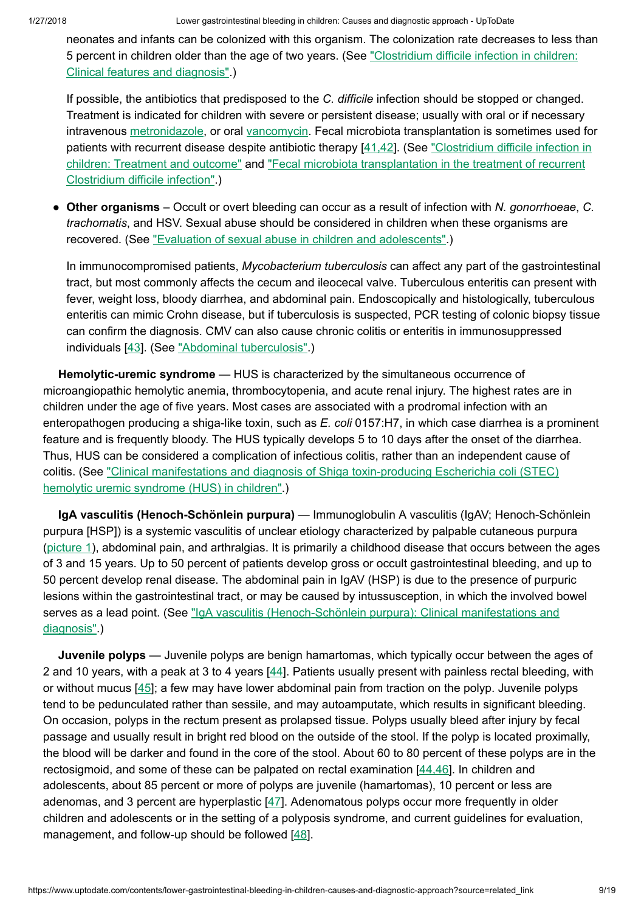neonates and infants can be colonized with this organism. The colonization rate decreases to less than 5 percent in children older than the age of two years. (See "Clostridium difficile infection in children: Clinical features and diagnosis".)

If possible, the antibiotics that predisposed to the *C. difficile* infection should be stopped or changed. Treatment is indicated for children with severe or persistent disease; usually with oral or if necessary intravenous metronidazole, or oral vancomycin. Fecal microbiota transplantation is sometimes used for patients with recurrent disease despite antibiotic therapy [41,42]. (See "Clostridium difficile infection in children: Treatment and outcome" and "Fecal microbiota transplantation in the treatment of recurrent Clostridium difficile infection".)

- **Other organisms** – Occult or overt bleeding can occur as a result of infection with *N. gonorrhoeae*, *C. trachomatis*, and HSV. Sexual abuse should be considered in children when these organisms are recovered. (See "Evaluation of sexual abuse in children and adolescents".)

  In immunocompromised patients, *Mycobacterium tuberculosis* can affect any part of the gastrointestinal tract, but most commonly affects the cecum and ileocecal valve. Tuberculous enteritis can present with fever, weight loss, bloody diarrhea, and abdominal pain. Endoscopically and histologically, tuberculous enteritis can mimic Crohn disease, but if tuberculosis is suspected, PCR testing of colonic biopsy tissue can confirm the diagnosis. CMV can also cause chronic colitis or enteritis in immunosuppressed individuals [43]. (See "Abdominal tuberculosis".)

**Hemolytic-uremic syndrome** — HUS is characterized by the simultaneous occurrence of microangiopathic hemolytic anemia, thrombocytopenia, and acute renal injury. The highest rates are in children under the age of five years. Most cases are associated with a prodromal infection with an enteropathogen producing a shiga-like toxin, such as *E. coli* 0157:H7, in which case diarrhea is a prominent feature and is frequently bloody. The HUS typically develops 5 to 10 days after the onset of the diarrhea. Thus, HUS can be considered a complication of infectious colitis, rather than an independent cause of colitis. (See "Clinical manifestations and diagnosis of Shiga toxin-producing Escherichia coli (STEC) hemolytic uremic syndrome (HUS) in children".)

**IgA vasculitis (Henoch-Schönlein purpura)** — Immunoglobulin A vasculitis (IgAV; Henoch-Schönlein purpura [HSP]) is a systemic vasculitis of unclear etiology characterized by palpable cutaneous purpura (picture 1), abdominal pain, and arthralgias. It is primarily a childhood disease that occurs between the ages of 3 and 15 years. Up to 50 percent of patients develop gross or occult gastrointestinal bleeding, and up to 50 percent develop renal disease. The abdominal pain in IgAV (HSP) is due to the presence of purpuric lesions within the gastrointestinal tract, or may be caused by intussusception, in which the involved bowel serves as a lead point. (See "IgA vasculitis (Henoch-Schönlein purpura): Clinical manifestations and diagnosis".)

**Juvenile polyps** — Juvenile polyps are benign hamartomas, which typically occur between the ages of 2 and 10 years, with a peak at 3 to 4 years [44]. Patients usually present with painless rectal bleeding, with or without mucus [45]; a few may have lower abdominal pain from traction on the polyp. Juvenile polyps tend to be pedunculated rather than sessile, and may autoamputate, which results in significant bleeding. On occasion, polyps in the rectum present as prolapsed tissue. Polyps usually bleed after injury by fecal passage and usually result in bright red blood on the outside of the stool. If the polyp is located proximally, the blood will be darker and found in the core of the stool. About 60 to 80 percent of these polyps are in the rectosigmoid, and some of these can be palpated on rectal examination [44,46]. In children and adolescents, about 85 percent or more of polyps are juvenile (hamartomas), 10 percent or less are adenomas, and 3 percent are hyperplastic [47]. Adenomatous polyps occur more frequently in older children and adolescents or in the setting of a polyposis syndrome, and current guidelines for evaluation, management, and follow-up should be followed [48].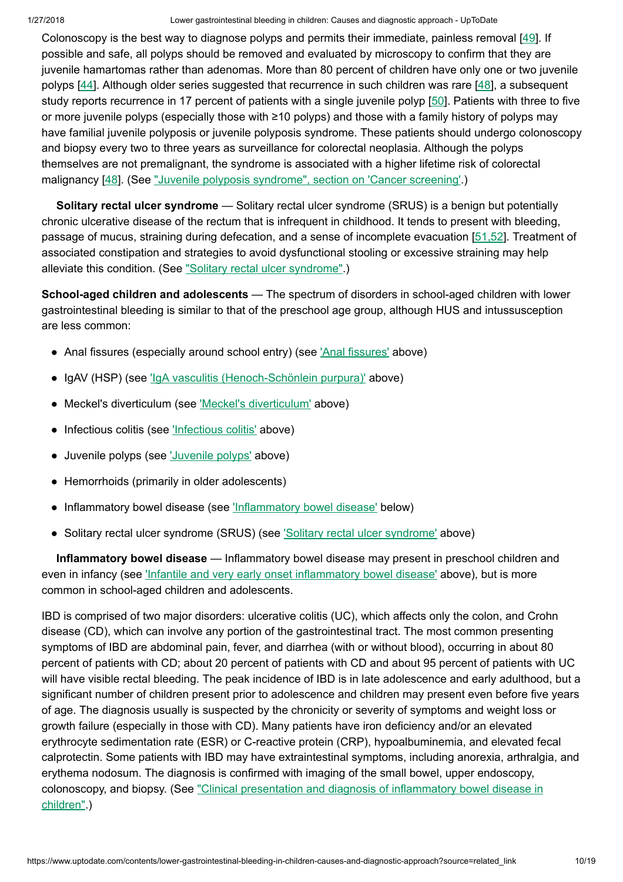Colonoscopy is the best way to diagnose polyps and permits their immediate, painless removal [49]. If possible and safe, all polyps should be removed and evaluated by microscopy to confirm that they are juvenile hamartomas rather than adenomas. More than 80 percent of children have only one or two juvenile polyps [44]. Although older series suggested that recurrence in such children was rare [48], a subsequent study reports recurrence in 17 percent of patients with a single juvenile polyp [50]. Patients with three to five or more juvenile polyps (especially those with ≥10 polyps) and those with a family history of polyps may have familial juvenile polyposis or juvenile polyposis syndrome. These patients should undergo colonoscopy and biopsy every two to three years as surveillance for colorectal neoplasia. Although the polyps themselves are not premalignant, the syndrome is associated with a higher lifetime risk of colorectal malignancy [48]. (See "Juvenile polyposis syndrome", section on 'Cancer screening'.)

**Solitary rectal ulcer syndrome** — Solitary rectal ulcer syndrome (SRUS) is a benign but potentially chronic ulcerative disease of the rectum that is infrequent in childhood. It tends to present with bleeding, passage of mucus, straining during defecation, and a sense of incomplete evacuation [51,52]. Treatment of associated constipation and strategies to avoid dysfunctional stooling or excessive straining may help alleviate this condition. (See "Solitary rectal ulcer syndrome".)

**School-aged children and adolescents** — The spectrum of disorders in school-aged children with lower gastrointestinal bleeding is similar to that of the preschool age group, although HUS and intussusception are less common:

- Anal fissures (especially around school entry) (see 'Anal fissures' above)
- IgAV (HSP) (see 'IgA vasculitis (Henoch-Schönlein purpura)' above)
- Meckel's diverticulum (see 'Meckel's diverticulum' above)
- Infectious colitis (see 'Infectious colitis' above)
- Juvenile polyps (see 'Juvenile polyps' above)
- Hemorrhoids (primarily in older adolescents)
- Inflammatory bowel disease (see 'Inflammatory bowel disease' below)
- Solitary rectal ulcer syndrome (SRUS) (see 'Solitary rectal ulcer syndrome' above)

**Inflammatory bowel disease** — Inflammatory bowel disease may present in preschool children and even in infancy (see 'Infantile and very early onset inflammatory bowel disease' above), but is more common in school-aged children and adolescents.

IBD is comprised of two major disorders: ulcerative colitis (UC), which affects only the colon, and Crohn disease (CD), which can involve any portion of the gastrointestinal tract. The most common presenting symptoms of IBD are abdominal pain, fever, and diarrhea (with or without blood), occurring in about 80 percent of patients with CD; about 20 percent of patients with CD and about 95 percent of patients with UC will have visible rectal bleeding. The peak incidence of IBD is in late adolescence and early adulthood, but a significant number of children present prior to adolescence and children may present even before five years of age. The diagnosis usually is suspected by the chronicity or severity of symptoms and weight loss or growth failure (especially in those with CD). Many patients have iron deficiency and/or an elevated erythrocyte sedimentation rate (ESR) or C-reactive protein (CRP), hypoalbuminemia, and elevated fecal calprotectin. Some patients with IBD may have extraintestinal symptoms, including anorexia, arthralgia, and erythema nodosum. The diagnosis is confirmed with imaging of the small bowel, upper endoscopy, colonoscopy, and biopsy. (See "Clinical presentation and diagnosis of inflammatory bowel disease in children".)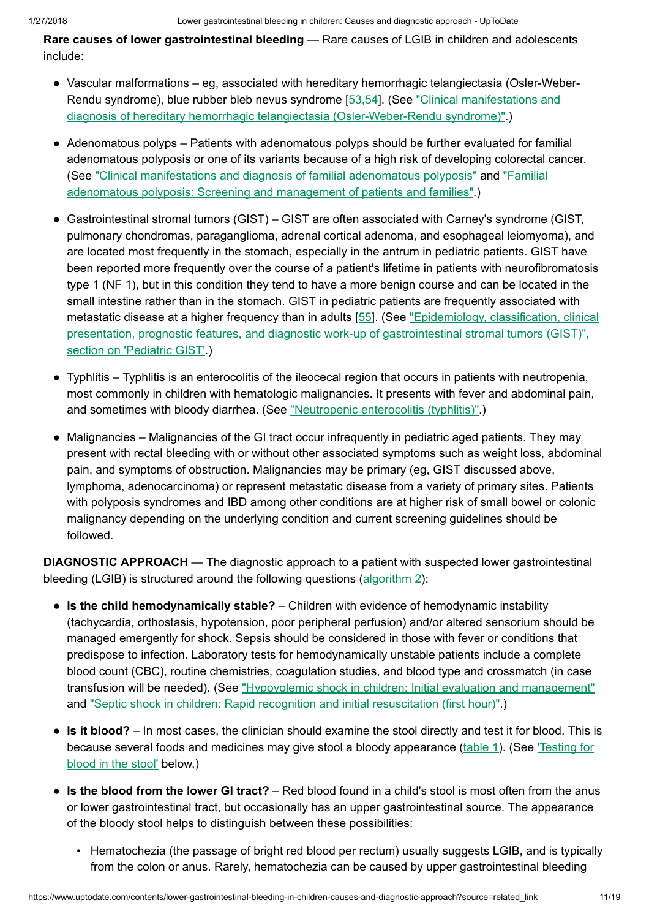**Rare causes of lower gastrointestinal bleeding** — Rare causes of LGIB in children and adolescents include:

- Vascular malformations – eg, associated with hereditary hemorrhagic telangiectasia (Osler-Weber-Rendu syndrome), blue rubber bleb nevus syndrome [53,54]. (See "Clinical manifestations and diagnosis of hereditary hemorrhagic telangiectasia (Osler-Weber-Rendu syndrome)".)

- Adenomatous polyps – Patients with adenomatous polyps should be further evaluated for familial adenomatous polyposis or one of its variants because of a high risk of developing colorectal cancer. (See "Clinical manifestations and diagnosis of familial adenomatous polyposis" and "Familial adenomatous polyposis: Screening and management of patients and families".)

- Gastrointestinal stromal tumors (GIST) – GIST are often associated with Carney's syndrome (GIST, pulmonary chondromas, paraganglioma, adrenal cortical adenoma, and esophageal leiomyoma), and are located most frequently in the stomach, especially in the antrum in pediatric patients. GIST have been reported more frequently over the course of a patient's lifetime in patients with neurofibromatosis type 1 (NF 1), but in this condition they tend to have a more benign course and can be located in the small intestine rather than in the stomach. GIST in pediatric patients are frequently associated with metastatic disease at a higher frequency than in adults [55]. (See "Epidemiology, classification, clinical presentation, prognostic features, and diagnostic work-up of gastrointestinal stromal tumors (GIST)", section on 'Pediatric GIST'.)

- Typhlitis – Typhlitis is an enterocolitis of the ileocecal region that occurs in patients with neutropenia, most commonly in children with hematologic malignancies. It presents with fever and abdominal pain, and sometimes with bloody diarrhea. (See "Neutropenic enterocolitis (typhlitis)".)

- Malignancies – Malignancies of the GI tract occur infrequently in pediatric aged patients. They may present with rectal bleeding with or without other associated symptoms such as weight loss, abdominal pain, and symptoms of obstruction. Malignancies may be primary (eg, GIST discussed above, lymphoma, adenocarcinoma) or represent metastatic disease from a variety of primary sites. Patients with polyposis syndromes and IBD among other conditions are at higher risk of small bowel or colonic malignancy depending on the underlying condition and current screening guidelines should be followed.

**DIAGNOSTIC APPROACH** — The diagnostic approach to a patient with suspected lower gastrointestinal bleeding (LGIB) is structured around the following questions (algorithm 2):

- **Is the child hemodynamically stable?** – Children with evidence of hemodynamic instability (tachycardia, orthostasis, hypotension, poor peripheral perfusion) and/or altered sensorium should be managed emergently for shock. Sepsis should be considered in those with fever or conditions that predispose to infection. Laboratory tests for hemodynamically unstable patients include a complete blood count (CBC), routine chemistries, coagulation studies, and blood type and crossmatch (in case transfusion will be needed). (See "Hypovolemic shock in children: Initial evaluation and management" and "Septic shock in children: Rapid recognition and initial resuscitation (first hour)".)

- **Is it blood?** – In most cases, the clinician should examine the stool directly and test it for blood. This is because several foods and medicines may give stool a bloody appearance (table 1). (See 'Testing for blood in the stool' below.)

- **Is the blood from the lower GI tract?** – Red blood found in a child's stool is most often from the anus or lower gastrointestinal tract, but occasionally has an upper gastrointestinal source. The appearance of the bloody stool helps to distinguish between these possibilities:

  - Hematochezia (the passage of bright red blood per rectum) usually suggests LGIB, and is typically from the colon or anus. Rarely, hematochezia can be caused by upper gastrointestinal bleeding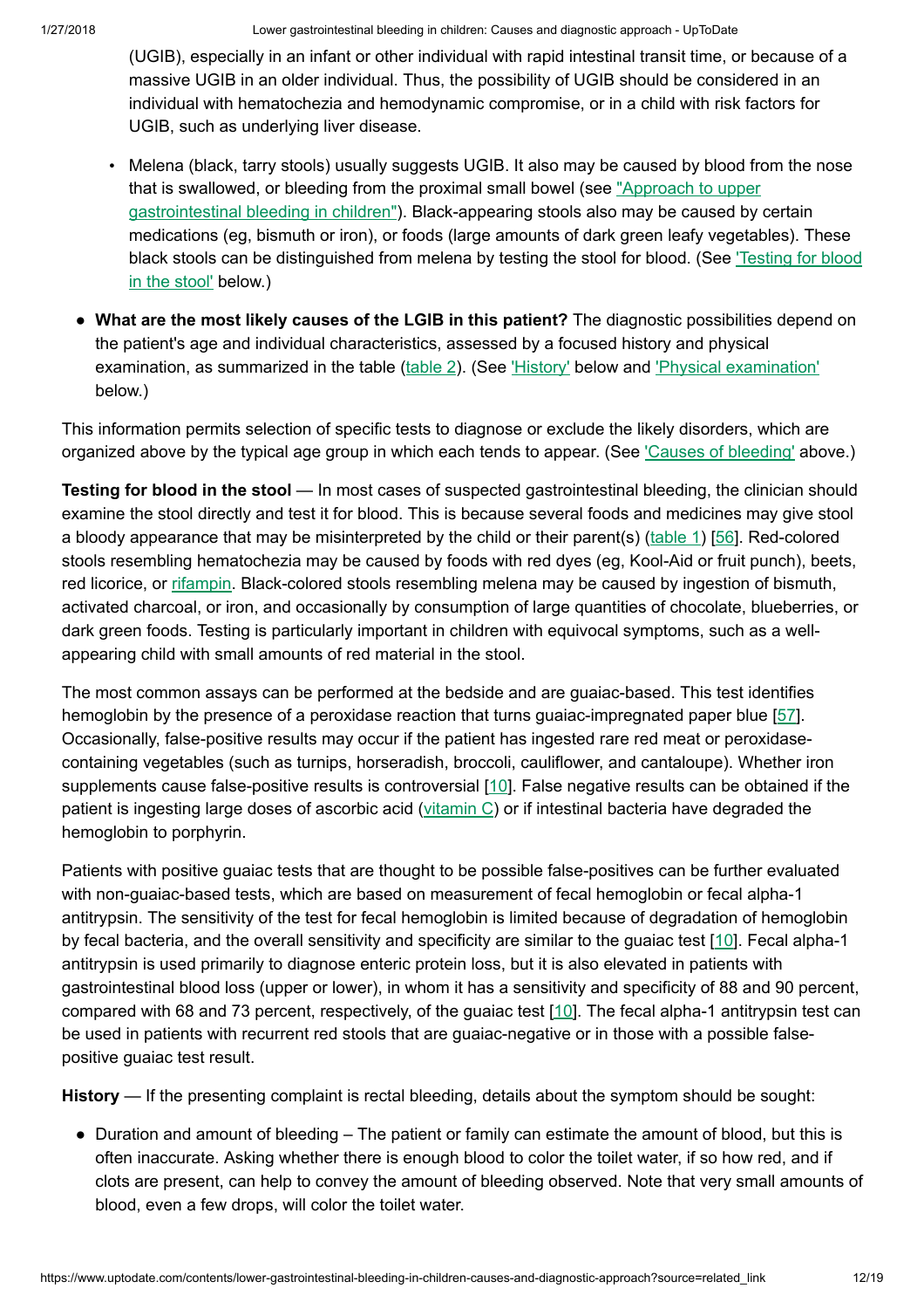(UGIB), especially in an infant or other individual with rapid intestinal transit time, or because of a massive UGIB in an older individual. Thus, the possibility of UGIB should be considered in an individual with hematochezia and hemodynamic compromise, or in a child with risk factors for UGIB, such as underlying liver disease.

- Melena (black, tarry stools) usually suggests UGIB. It also may be caused by blood from the nose that is swallowed, or bleeding from the proximal small bowel (see "Approach to upper gastrointestinal bleeding in children"). Black-appearing stools also may be caused by certain medications (eg, bismuth or iron), or foods (large amounts of dark green leafy vegetables). These black stools can be distinguished from melena by testing the stool for blood. (See 'Testing for blood in the stool' below.)

- **What are the most likely causes of the LGIB in this patient?** The diagnostic possibilities depend on the patient's age and individual characteristics, assessed by a focused history and physical examination, as summarized in the table (table 2). (See 'History' below and 'Physical examination' below.)

This information permits selection of specific tests to diagnose or exclude the likely disorders, which are organized above by the typical age group in which each tends to appear. (See 'Causes of bleeding' above.)

**Testing for blood in the stool** — In most cases of suspected gastrointestinal bleeding, the clinician should examine the stool directly and test it for blood. This is because several foods and medicines may give stool a bloody appearance that may be misinterpreted by the child or their parent(s) (table 1) [56]. Red-colored stools resembling hematochezia may be caused by foods with red dyes (eg, Kool-Aid or fruit punch), beets, red licorice, or rifampin. Black-colored stools resembling melena may be caused by ingestion of bismuth, activated charcoal, or iron, and occasionally by consumption of large quantities of chocolate, blueberries, or dark green foods. Testing is particularly important in children with equivocal symptoms, such as a well-appearing child with small amounts of red material in the stool.

The most common assays can be performed at the bedside and are guaiac-based. This test identifies hemoglobin by the presence of a peroxidase reaction that turns guaiac-impregnated paper blue [57]. Occasionally, false-positive results may occur if the patient has ingested rare red meat or peroxidase-containing vegetables (such as turnips, horseradish, broccoli, cauliflower, and cantaloupe). Whether iron supplements cause false-positive results is controversial [10]. False negative results can be obtained if the patient is ingesting large doses of ascorbic acid (vitamin C) or if intestinal bacteria have degraded the hemoglobin to porphyrin.

Patients with positive guaiac tests that are thought to be possible false-positives can be further evaluated with non-guaiac-based tests, which are based on measurement of fecal hemoglobin or fecal alpha-1 antitrypsin. The sensitivity of the test for fecal hemoglobin is limited because of degradation of hemoglobin by fecal bacteria, and the overall sensitivity and specificity are similar to the guaiac test [10]. Fecal alpha-1 antitrypsin is used primarily to diagnose enteric protein loss, but it is also elevated in patients with gastrointestinal blood loss (upper or lower), in whom it has a sensitivity and specificity of 88 and 90 percent, compared with 68 and 73 percent, respectively, of the guaiac test [10]. The fecal alpha-1 antitrypsin test can be used in patients with recurrent red stools that are guaiac-negative or in those with a possible false-positive guaiac test result.

**History** — If the presenting complaint is rectal bleeding, details about the symptom should be sought:

- Duration and amount of bleeding – The patient or family can estimate the amount of blood, but this is often inaccurate. Asking whether there is enough blood to color the toilet water, if so how red, and if clots are present, can help to convey the amount of bleeding observed. Note that very small amounts of blood, even a few drops, will color the toilet water.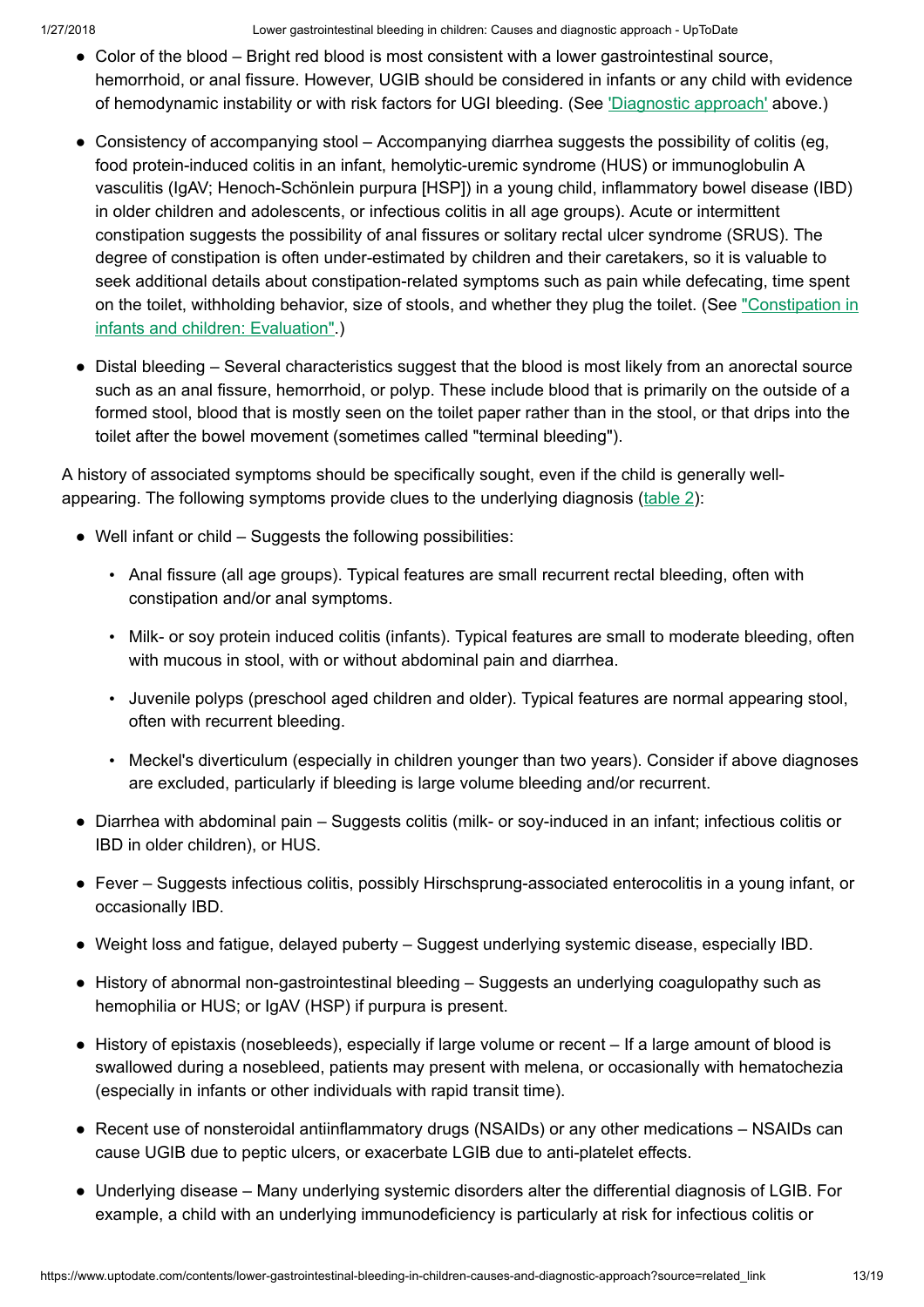- Color of the blood – Bright red blood is most consistent with a lower gastrointestinal source, hemorrhoid, or anal fissure. However, UGIB should be considered in infants or any child with evidence of hemodynamic instability or with risk factors for UGI bleeding. (See 'Diagnostic approach' above.)

- Consistency of accompanying stool – Accompanying diarrhea suggests the possibility of colitis (eg, food protein-induced colitis in an infant, hemolytic-uremic syndrome (HUS) or immunoglobulin A vasculitis (IgAV; Henoch-Schönlein purpura [HSP]) in a young child, inflammatory bowel disease (IBD) in older children and adolescents, or infectious colitis in all age groups). Acute or intermittent constipation suggests the possibility of anal fissures or solitary rectal ulcer syndrome (SRUS). The degree of constipation is often under-estimated by children and their caretakers, so it is valuable to seek additional details about constipation-related symptoms such as pain while defecating, time spent on the toilet, withholding behavior, size of stools, and whether they plug the toilet. (See "Constipation in infants and children: Evaluation".)

- Distal bleeding – Several characteristics suggest that the blood is most likely from an anorectal source such as an anal fissure, hemorrhoid, or polyp. These include blood that is primarily on the outside of a formed stool, blood that is mostly seen on the toilet paper rather than in the stool, or that drips into the toilet after the bowel movement (sometimes called "terminal bleeding").

A history of associated symptoms should be specifically sought, even if the child is generally well-appearing. The following symptoms provide clues to the underlying diagnosis (table 2):

- Well infant or child – Suggests the following possibilities:
  - Anal fissure (all age groups). Typical features are small recurrent rectal bleeding, often with constipation and/or anal symptoms.
  - Milk- or soy protein induced colitis (infants). Typical features are small to moderate bleeding, often with mucous in stool, with or without abdominal pain and diarrhea.
  - Juvenile polyps (preschool aged children and older). Typical features are normal appearing stool, often with recurrent bleeding.
  - Meckel's diverticulum (especially in children younger than two years). Consider if above diagnoses are excluded, particularly if bleeding is large volume bleeding and/or recurrent.

- Diarrhea with abdominal pain – Suggests colitis (milk- or soy-induced in an infant; infectious colitis or IBD in older children), or HUS.

- Fever – Suggests infectious colitis, possibly Hirschsprung-associated enterocolitis in a young infant, or occasionally IBD.

- Weight loss and fatigue, delayed puberty – Suggest underlying systemic disease, especially IBD.

- History of abnormal non-gastrointestinal bleeding – Suggests an underlying coagulopathy such as hemophilia or HUS; or IgAV (HSP) if purpura is present.

- History of epistaxis (nosebleeds), especially if large volume or recent – If a large amount of blood is swallowed during a nosebleed, patients may present with melena, or occasionally with hematochezia (especially in infants or other individuals with rapid transit time).

- Recent use of nonsteroidal antiinflammatory drugs (NSAIDs) or any other medications – NSAIDs can cause UGIB due to peptic ulcers, or exacerbate LGIB due to anti-platelet effects.

- Underlying disease – Many underlying systemic disorders alter the differential diagnosis of LGIB. For example, a child with an underlying immunodeficiency is particularly at risk for infectious colitis or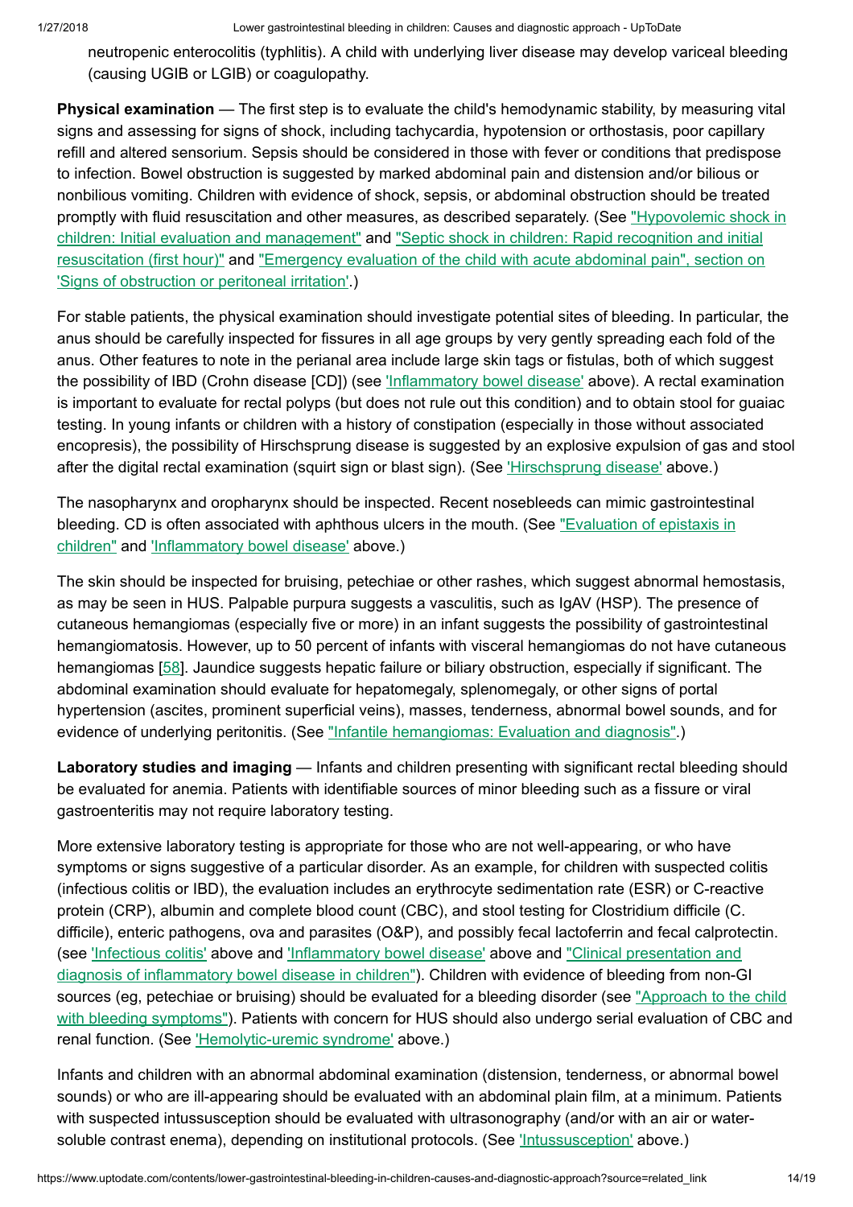neutropenic enterocolitis (typhlitis). A child with underlying liver disease may develop variceal bleeding (causing UGIB or LGIB) or coagulopathy.

**Physical examination** — The first step is to evaluate the child's hemodynamic stability, by measuring vital signs and assessing for signs of shock, including tachycardia, hypotension or orthostasis, poor capillary refill and altered sensorium. Sepsis should be considered in those with fever or conditions that predispose to infection. Bowel obstruction is suggested by marked abdominal pain and distension and/or bilious or nonbilious vomiting. Children with evidence of shock, sepsis, or abdominal obstruction should be treated promptly with fluid resuscitation and other measures, as described separately. (See "Hypovolemic shock in children: Initial evaluation and management" and "Septic shock in children: Rapid recognition and initial resuscitation (first hour)" and "Emergency evaluation of the child with acute abdominal pain", section on 'Signs of obstruction or peritoneal irritation'.)

For stable patients, the physical examination should investigate potential sites of bleeding. In particular, the anus should be carefully inspected for fissures in all age groups by very gently spreading each fold of the anus. Other features to note in the perianal area include large skin tags or fistulas, both of which suggest the possibility of IBD (Crohn disease [CD]) (see 'Inflammatory bowel disease' above). A rectal examination is important to evaluate for rectal polyps (but does not rule out this condition) and to obtain stool for guaiac testing. In young infants or children with a history of constipation (especially in those without associated encopresis), the possibility of Hirschsprung disease is suggested by an explosive expulsion of gas and stool after the digital rectal examination (squirt sign or blast sign). (See 'Hirschsprung disease' above.)

The nasopharynx and oropharynx should be inspected. Recent nosebleeds can mimic gastrointestinal bleeding. CD is often associated with aphthous ulcers in the mouth. (See "Evaluation of epistaxis in children" and 'Inflammatory bowel disease' above.)

The skin should be inspected for bruising, petechiae or other rashes, which suggest abnormal hemostasis, as may be seen in HUS. Palpable purpura suggests a vasculitis, such as IgAV (HSP). The presence of cutaneous hemangiomas (especially five or more) in an infant suggests the possibility of gastrointestinal hemangiomatosis. However, up to 50 percent of infants with visceral hemangiomas do not have cutaneous hemangiomas [58]. Jaundice suggests hepatic failure or biliary obstruction, especially if significant. The abdominal examination should evaluate for hepatomegaly, splenomegaly, or other signs of portal hypertension (ascites, prominent superficial veins), masses, tenderness, abnormal bowel sounds, and for evidence of underlying peritonitis. (See "Infantile hemangiomas: Evaluation and diagnosis".)

**Laboratory studies and imaging** — Infants and children presenting with significant rectal bleeding should be evaluated for anemia. Patients with identifiable sources of minor bleeding such as a fissure or viral gastroenteritis may not require laboratory testing.

More extensive laboratory testing is appropriate for those who are not well-appearing, or who have symptoms or signs suggestive of a particular disorder. As an example, for children with suspected colitis (infectious colitis or IBD), the evaluation includes an erythrocyte sedimentation rate (ESR) or C-reactive protein (CRP), albumin and complete blood count (CBC), and stool testing for Clostridium difficile (C. difficile), enteric pathogens, ova and parasites (O&P), and possibly fecal lactoferrin and fecal calprotectin. (see 'Infectious colitis' above and 'Inflammatory bowel disease' above and "Clinical presentation and diagnosis of inflammatory bowel disease in children"). Children with evidence of bleeding from non-GI sources (eg, petechiae or bruising) should be evaluated for a bleeding disorder (see "Approach to the child with bleeding symptoms"). Patients with concern for HUS should also undergo serial evaluation of CBC and renal function. (See 'Hemolytic-uremic syndrome' above.)

Infants and children with an abnormal abdominal examination (distension, tenderness, or abnormal bowel sounds) or who are ill-appearing should be evaluated with an abdominal plain film, at a minimum. Patients with suspected intussusception should be evaluated with ultrasonography (and/or with an air or water-soluble contrast enema), depending on institutional protocols. (See 'Intussusception' above.)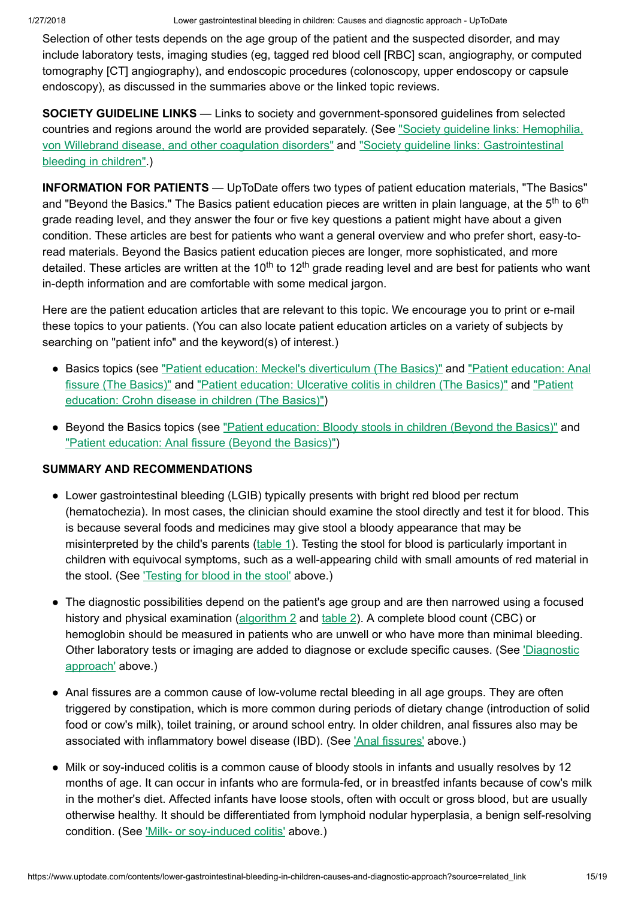Selection of other tests depends on the age group of the patient and the suspected disorder, and may include laboratory tests, imaging studies (eg, tagged red blood cell [RBC] scan, angiography, or computed tomography [CT] angiography), and endoscopic procedures (colonoscopy, upper endoscopy or capsule endoscopy), as discussed in the summaries above or the linked topic reviews.

**SOCIETY GUIDELINE LINKS** — Links to society and government-sponsored guidelines from selected countries and regions around the world are provided separately. (See "Society guideline links: Hemophilia, von Willebrand disease, and other coagulation disorders" and "Society guideline links: Gastrointestinal bleeding in children".)

**INFORMATION FOR PATIENTS** — UpToDate offers two types of patient education materials, "The Basics" and "Beyond the Basics." The Basics patient education pieces are written in plain language, at the 5th to 6th grade reading level, and they answer the four or five key questions a patient might have about a given condition. These articles are best for patients who want a general overview and who prefer short, easy-to-read materials. Beyond the Basics patient education pieces are longer, more sophisticated, and more detailed. These articles are written at the 10th to 12th grade reading level and are best for patients who want in-depth information and are comfortable with some medical jargon.

Here are the patient education articles that are relevant to this topic. We encourage you to print or e-mail these topics to your patients. (You can also locate patient education articles on a variety of subjects by searching on "patient info" and the keyword(s) of interest.)

- Basics topics (see "Patient education: Meckel's diverticulum (The Basics)" and "Patient education: Anal fissure (The Basics)" and "Patient education: Ulcerative colitis in children (The Basics)" and "Patient education: Crohn disease in children (The Basics)")
- Beyond the Basics topics (see "Patient education: Bloody stools in children (Beyond the Basics)" and "Patient education: Anal fissure (Beyond the Basics)")

## SUMMARY AND RECOMMENDATIONS

- Lower gastrointestinal bleeding (LGIB) typically presents with bright red blood per rectum (hematochezia). In most cases, the clinician should examine the stool directly and test it for blood. This is because several foods and medicines may give stool a bloody appearance that may be misinterpreted by the child's parents (table 1). Testing the stool for blood is particularly important in children with equivocal symptoms, such as a well-appearing child with small amounts of red material in the stool. (See 'Testing for blood in the stool' above.)
- The diagnostic possibilities depend on the patient's age group and are then narrowed using a focused history and physical examination (algorithm 2 and table 2). A complete blood count (CBC) or hemoglobin should be measured in patients who are unwell or who have more than minimal bleeding. Other laboratory tests or imaging are added to diagnose or exclude specific causes. (See 'Diagnostic approach' above.)
- Anal fissures are a common cause of low-volume rectal bleeding in all age groups. They are often triggered by constipation, which is more common during periods of dietary change (introduction of solid food or cow's milk), toilet training, or around school entry. In older children, anal fissures also may be associated with inflammatory bowel disease (IBD). (See 'Anal fissures' above.)
- Milk or soy-induced colitis is a common cause of bloody stools in infants and usually resolves by 12 months of age. It can occur in infants who are formula-fed, or in breastfed infants because of cow's milk in the mother's diet. Affected infants have loose stools, often with occult or gross blood, but are usually otherwise healthy. It should be differentiated from lymphoid nodular hyperplasia, a benign self-resolving condition. (See 'Milk- or soy-induced colitis' above.)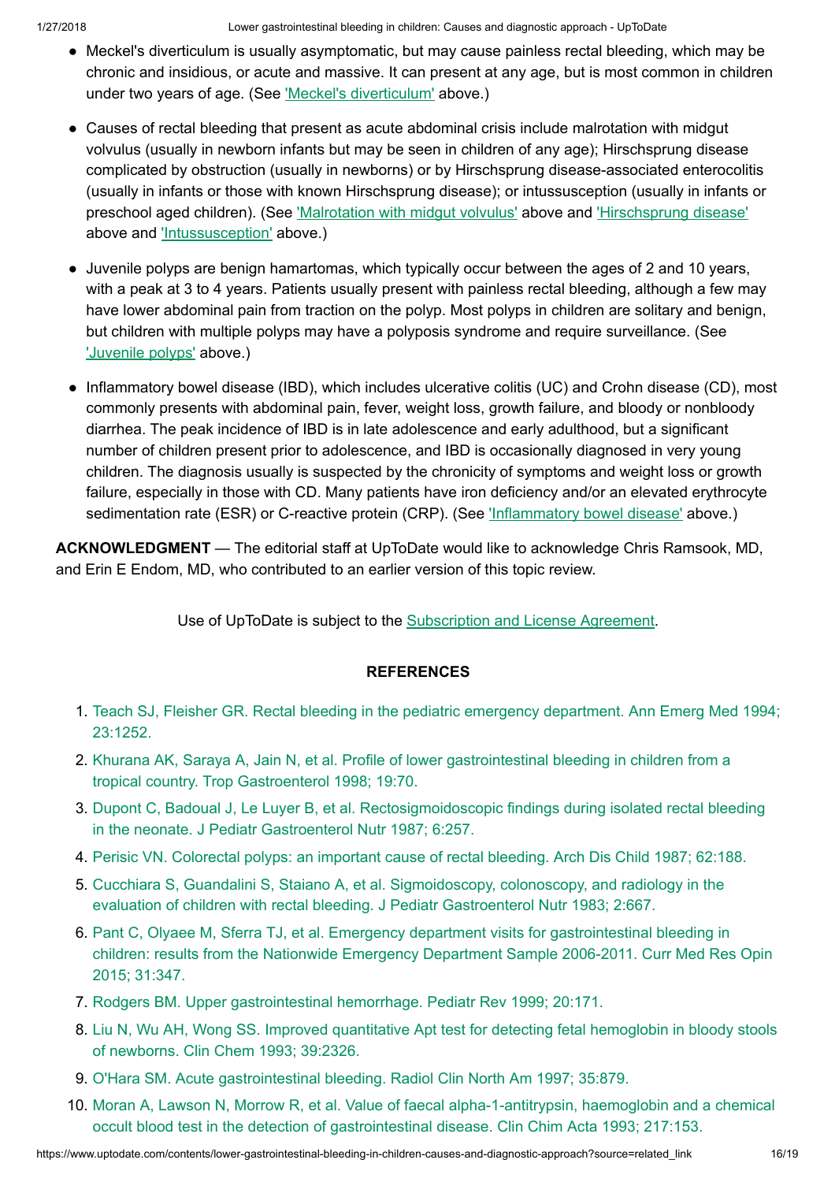- Meckel's diverticulum is usually asymptomatic, but may cause painless rectal bleeding, which may be chronic and insidious, or acute and massive. It can present at any age, but is most common in children under two years of age. (See 'Meckel's diverticulum' above.)

- Causes of rectal bleeding that present as acute abdominal crisis include malrotation with midgut volvulus (usually in newborn infants but may be seen in children of any age); Hirschsprung disease complicated by obstruction (usually in newborns) or by Hirschsprung disease-associated enterocolitis (usually in infants or those with known Hirschsprung disease); or intussusception (usually in infants or preschool aged children). (See 'Malrotation with midgut volvulus' above and 'Hirschsprung disease' above and 'Intussusception' above.)

- Juvenile polyps are benign hamartomas, which typically occur between the ages of 2 and 10 years, with a peak at 3 to 4 years. Patients usually present with painless rectal bleeding, although a few may have lower abdominal pain from traction on the polyp. Most polyps in children are solitary and benign, but children with multiple polyps may have a polyposis syndrome and require surveillance. (See 'Juvenile polyps' above.)

- Inflammatory bowel disease (IBD), which includes ulcerative colitis (UC) and Crohn disease (CD), most commonly presents with abdominal pain, fever, weight loss, growth failure, and bloody or nonbloody diarrhea. The peak incidence of IBD is in late adolescence and early adulthood, but a significant number of children present prior to adolescence, and IBD is occasionally diagnosed in very young children. The diagnosis usually is suspected by the chronicity of symptoms and weight loss or growth failure, especially in those with CD. Many patients have iron deficiency and/or an elevated erythrocyte sedimentation rate (ESR) or C-reactive protein (CRP). (See 'Inflammatory bowel disease' above.)

**ACKNOWLEDGMENT** — The editorial staff at UpToDate would like to acknowledge Chris Ramsook, MD, and Erin E Endom, MD, who contributed to an earlier version of this topic review.

Use of UpToDate is subject to the Subscription and License Agreement.

## REFERENCES

1. Teach SJ, Fleisher GR. Rectal bleeding in the pediatric emergency department. Ann Emerg Med 1994; 23:1252.
2. Khurana AK, Saraya A, Jain N, et al. Profile of lower gastrointestinal bleeding in children from a tropical country. Trop Gastroenterol 1998; 19:70.
3. Dupont C, Badoual J, Le Luyer B, et al. Rectosigmoidoscopic findings during isolated rectal bleeding in the neonate. J Pediatr Gastroenterol Nutr 1987; 6:257.
4. Perisic VN. Colorectal polyps: an important cause of rectal bleeding. Arch Dis Child 1987; 62:188.
5. Cucchiara S, Guandalini S, Staiano A, et al. Sigmoidoscopy, colonoscopy, and radiology in the evaluation of children with rectal bleeding. J Pediatr Gastroenterol Nutr 1983; 2:667.
6. Pant C, Olyaee M, Sferra TJ, et al. Emergency department visits for gastrointestinal bleeding in children: results from the Nationwide Emergency Department Sample 2006-2011. Curr Med Res Opin 2015; 31:347.
7. Rodgers BM. Upper gastrointestinal hemorrhage. Pediatr Rev 1999; 20:171.
8. Liu N, Wu AH, Wong SS. Improved quantitative Apt test for detecting fetal hemoglobin in bloody stools of newborns. Clin Chem 1993; 39:2326.
9. O'Hara SM. Acute gastrointestinal bleeding. Radiol Clin North Am 1997; 35:879.
10. Moran A, Lawson N, Morrow R, et al. Value of faecal alpha-1-antitrypsin, haemoglobin and a chemical occult blood test in the detection of gastrointestinal disease. Clin Chim Acta 1993; 217:153.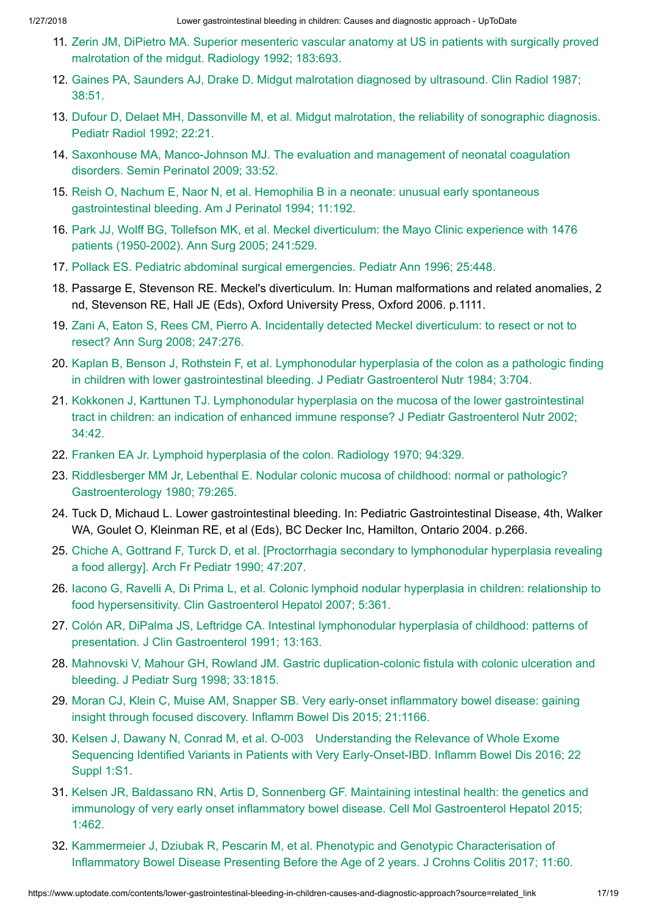11. Zerin JM, DiPietro MA. Superior mesenteric vascular anatomy at US in patients with surgically proved malrotation of the midgut. Radiology 1992; 183:693.
12. Gaines PA, Saunders AJ, Drake D. Midgut malrotation diagnosed by ultrasound. Clin Radiol 1987; 38:51.
13. Dufour D, Delaet MH, Dassonville M, et al. Midgut malrotation, the reliability of sonographic diagnosis. Pediatr Radiol 1992; 22:21.
14. Saxonhouse MA, Manco-Johnson MJ. The evaluation and management of neonatal coagulation disorders. Semin Perinatol 2009; 33:52.
15. Reish O, Nachum E, Naor N, et al. Hemophilia B in a neonate: unusual early spontaneous gastrointestinal bleeding. Am J Perinatol 1994; 11:192.
16. Park JJ, Wolff BG, Tollefson MK, et al. Meckel diverticulum: the Mayo Clinic experience with 1476 patients (1950-2002). Ann Surg 2005; 241:529.
17. Pollack ES. Pediatric abdominal surgical emergencies. Pediatr Ann 1996; 25:448.
18. Passarge E, Stevenson RE. Meckel's diverticulum. In: Human malformations and related anomalies, 2 nd, Stevenson RE, Hall JE (Eds), Oxford University Press, Oxford 2006. p.1111.
19. Zani A, Eaton S, Rees CM, Pierro A. Incidentally detected Meckel diverticulum: to resect or not to resect? Ann Surg 2008; 247:276.
20. Kaplan B, Benson J, Rothstein F, et al. Lymphonodular hyperplasia of the colon as a pathologic finding in children with lower gastrointestinal bleeding. J Pediatr Gastroenterol Nutr 1984; 3:704.
21. Kokkonen J, Karttunen TJ. Lymphonodular hyperplasia on the mucosa of the lower gastrointestinal tract in children: an indication of enhanced immune response? J Pediatr Gastroenterol Nutr 2002; 34:42.
22. Franken EA Jr. Lymphoid hyperplasia of the colon. Radiology 1970; 94:329.
23. Riddlesberger MM Jr, Lebenthal E. Nodular colonic mucosa of childhood: normal or pathologic? Gastroenterology 1980; 79:265.
24. Tuck D, Michaud L. Lower gastrointestinal bleeding. In: Pediatric Gastrointestinal Disease, 4th, Walker WA, Goulet O, Kleinman RE, et al (Eds), BC Decker Inc, Hamilton, Ontario 2004. p.266.
25. Chiche A, Gottrand F, Turck D, et al. [Proctorrhagia secondary to lymphonodular hyperplasia revealing a food allergy]. Arch Fr Pediatr 1990; 47:207.
26. Iacono G, Ravelli A, Di Prima L, et al. Colonic lymphoid nodular hyperplasia in children: relationship to food hypersensitivity. Clin Gastroenterol Hepatol 2007; 5:361.
27. Colón AR, DiPalma JS, Leftridge CA. Intestinal lymphonodular hyperplasia of childhood: patterns of presentation. J Clin Gastroenterol 1991; 13:163.
28. Mahnovski V, Mahour GH, Rowland JM. Gastric duplication-colonic fistula with colonic ulceration and bleeding. J Pediatr Surg 1998; 33:1815.
29. Moran CJ, Klein C, Muise AM, Snapper SB. Very early-onset inflammatory bowel disease: gaining insight through focused discovery. Inflamm Bowel Dis 2015; 21:1166.
30. Kelsen J, Dawany N, Conrad M, et al. O-003 Understanding the Relevance of Whole Exome Sequencing Identified Variants in Patients with Very Early-Onset-IBD. Inflamm Bowel Dis 2016; 22 Suppl 1:S1.
31. Kelsen JR, Baldassano RN, Artis D, Sonnenberg GF. Maintaining intestinal health: the genetics and immunology of very early onset inflammatory bowel disease. Cell Mol Gastroenterol Hepatol 2015; 1:462.
32. Kammermeier J, Dziubak R, Pescarin M, et al. Phenotypic and Genotypic Characterisation of Inflammatory Bowel Disease Presenting Before the Age of 2 years. J Crohns Colitis 2017; 11:60.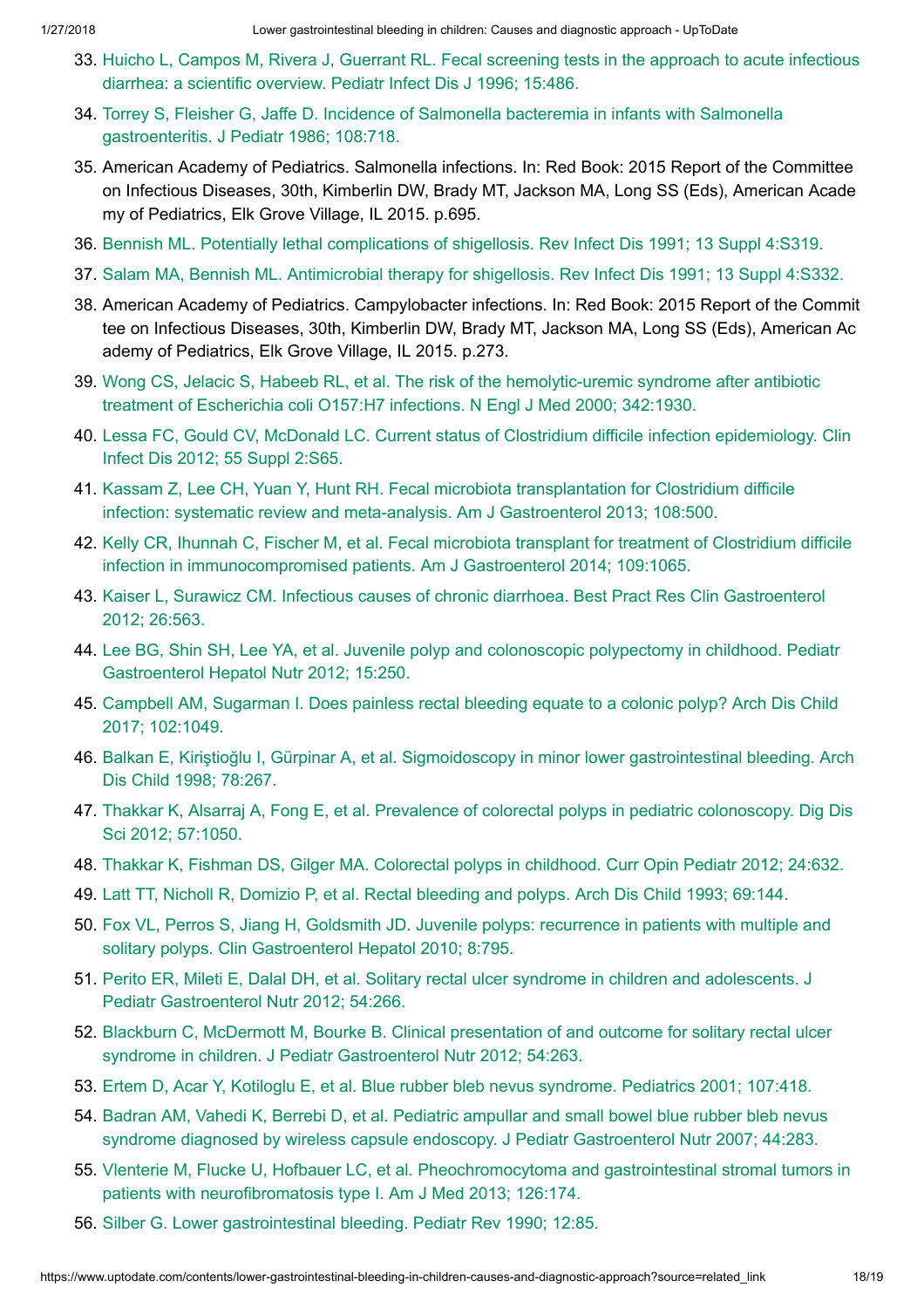33. Huicho L, Campos M, Rivera J, Guerrant RL. Fecal screening tests in the approach to acute infectious diarrhea: a scientific overview. Pediatr Infect Dis J 1996; 15:486.
34. Torrey S, Fleisher G, Jaffe D. Incidence of Salmonella bacteremia in infants with Salmonella gastroenteritis. J Pediatr 1986; 108:718.
35. American Academy of Pediatrics. Salmonella infections. In: Red Book: 2015 Report of the Committee on Infectious Diseases, 30th, Kimberlin DW, Brady MT, Jackson MA, Long SS (Eds), American Academy of Pediatrics, Elk Grove Village, IL 2015. p.695.
36. Bennish ML. Potentially lethal complications of shigellosis. Rev Infect Dis 1991; 13 Suppl 4:S319.
37. Salam MA, Bennish ML. Antimicrobial therapy for shigellosis. Rev Infect Dis 1991; 13 Suppl 4:S332.
38. American Academy of Pediatrics. Campylobacter infections. In: Red Book: 2015 Report of the Committee on Infectious Diseases, 30th, Kimberlin DW, Brady MT, Jackson MA, Long SS (Eds), American Academy of Pediatrics, Elk Grove Village, IL 2015. p.273.
39. Wong CS, Jelacic S, Habeeb RL, et al. The risk of the hemolytic-uremic syndrome after antibiotic treatment of Escherichia coli O157:H7 infections. N Engl J Med 2000; 342:1930.
40. Lessa FC, Gould CV, McDonald LC. Current status of Clostridium difficile infection epidemiology. Clin Infect Dis 2012; 55 Suppl 2:S65.
41. Kassam Z, Lee CH, Yuan Y, Hunt RH. Fecal microbiota transplantation for Clostridium difficile infection: systematic review and meta-analysis. Am J Gastroenterol 2013; 108:500.
42. Kelly CR, Ihunnah C, Fischer M, et al. Fecal microbiota transplant for treatment of Clostridium difficile infection in immunocompromised patients. Am J Gastroenterol 2014; 109:1065.
43. Kaiser L, Surawicz CM. Infectious causes of chronic diarrhoea. Best Pract Res Clin Gastroenterol 2012; 26:563.
44. Lee BG, Shin SH, Lee YA, et al. Juvenile polyp and colonoscopic polypectomy in childhood. Pediatr Gastroenterol Hepatol Nutr 2012; 15:250.
45. Campbell AM, Sugarman I. Does painless rectal bleeding equate to a colonic polyp? Arch Dis Child 2017; 102:1049.
46. Balkan E, Kiriştioğlu I, Gürpinar A, et al. Sigmoidoscopy in minor lower gastrointestinal bleeding. Arch Dis Child 1998; 78:267.
47. Thakkar K, Alsarraj A, Fong E, et al. Prevalence of colorectal polyps in pediatric colonoscopy. Dig Dis Sci 2012; 57:1050.
48. Thakkar K, Fishman DS, Gilger MA. Colorectal polyps in childhood. Curr Opin Pediatr 2012; 24:632.
49. Latt TT, Nicholl R, Domizio P, et al. Rectal bleeding and polyps. Arch Dis Child 1993; 69:144.
50. Fox VL, Perros S, Jiang H, Goldsmith JD. Juvenile polyps: recurrence in patients with multiple and solitary polyps. Clin Gastroenterol Hepatol 2010; 8:795.
51. Perito ER, Mileti E, Dalal DH, et al. Solitary rectal ulcer syndrome in children and adolescents. J Pediatr Gastroenterol Nutr 2012; 54:266.
52. Blackburn C, McDermott M, Bourke B. Clinical presentation of and outcome for solitary rectal ulcer syndrome in children. J Pediatr Gastroenterol Nutr 2012; 54:263.
53. Ertem D, Acar Y, Kotiloglu E, et al. Blue rubber bleb nevus syndrome. Pediatrics 2001; 107:418.
54. Badran AM, Vahedi K, Berrebi D, et al. Pediatric ampullar and small bowel blue rubber bleb nevus syndrome diagnosed by wireless capsule endoscopy. J Pediatr Gastroenterol Nutr 2007; 44:283.
55. Vlenterie M, Flucke U, Hofbauer LC, et al. Pheochromocytoma and gastrointestinal stromal tumors in patients with neurofibromatosis type I. Am J Med 2013; 126:174.
56. Silber G. Lower gastrointestinal bleeding. Pediatr Rev 1990; 12:85.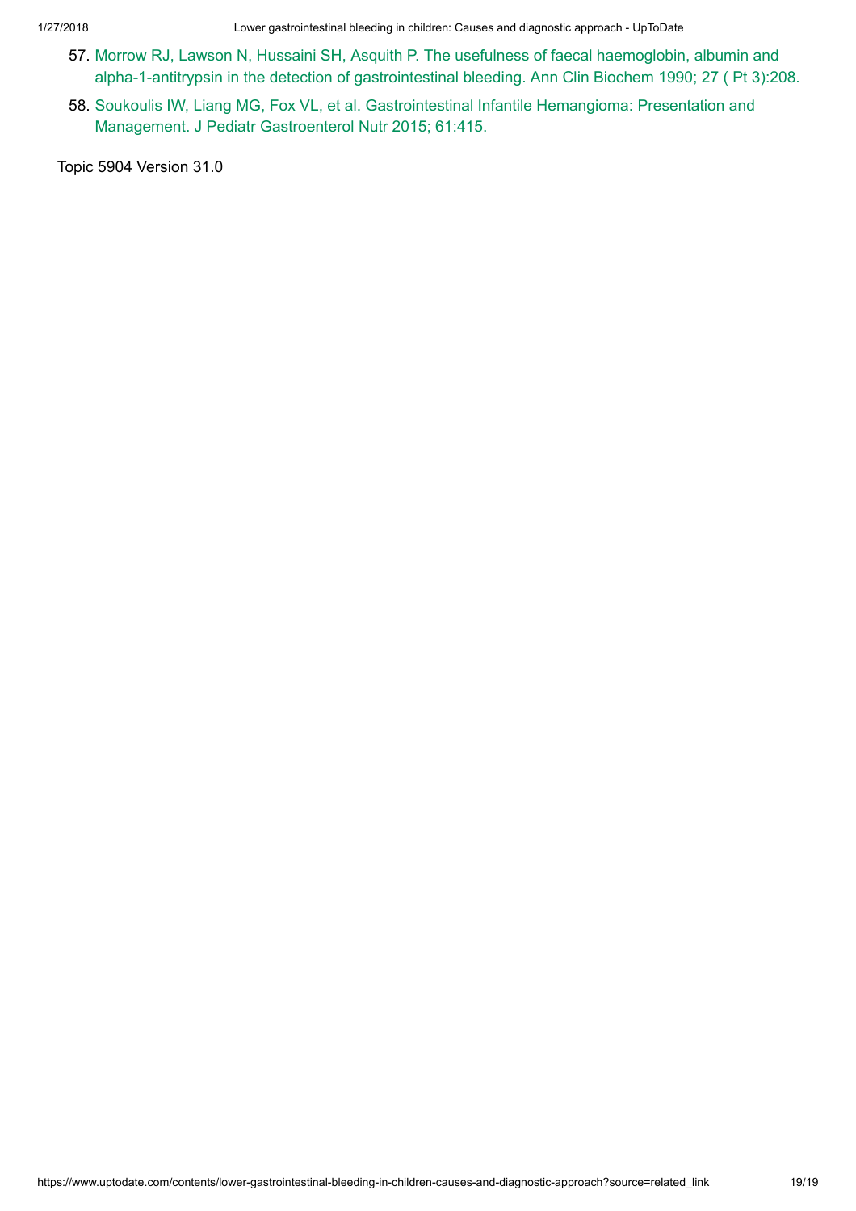57. Morrow RJ, Lawson N, Hussaini SH, Asquith P. The usefulness of faecal haemoglobin, albumin and alpha-1-antitrypsin in the detection of gastrointestinal bleeding. Ann Clin Biochem 1990; 27 ( Pt 3):208.
58. Soukoulis IW, Liang MG, Fox VL, et al. Gastrointestinal Infantile Hemangioma: Presentation and Management. J Pediatr Gastroenterol Nutr 2015; 61:415.

Topic 5904 Version 31.0